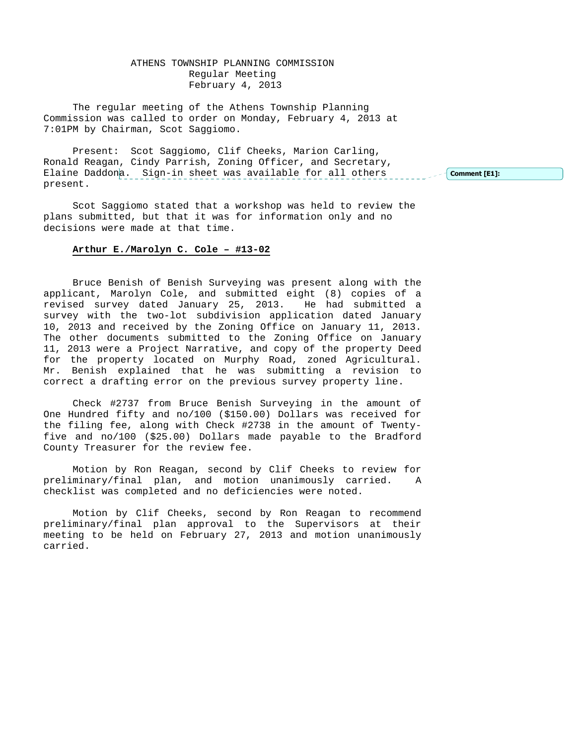# ATHENS TOWNSHIP PLANNING COMMISSION

Regular Meeting
February 4, 2013

The regular meeting of the Athens Township Planning Commission was called to order on Monday, February 4, 2013 at 7:01PM by Chairman, Scot Saggiomo.

Present: Scot Saggiomo, Clif Cheeks, Marion Carling, Ronald Reagan, Cindy Parrish, Zoning Officer, and Secretary, Elaine Daddona. Sign-in sheet was available for all others present.

Scot Saggiomo stated that a workshop was held to review the plans submitted, but that it was for information only and no decisions were made at that time.

**Arthur E./Marolyn C. Cole – #13-02**

Bruce Benish of Benish Surveying was present along with the applicant, Marolyn Cole, and submitted eight (8) copies of a revised survey dated January 25, 2013. He had submitted a survey with the two-lot subdivision application dated January 10, 2013 and received by the Zoning Office on January 11, 2013. The other documents submitted to the Zoning Office on January 11, 2013 were a Project Narrative, and copy of the property Deed for the property located on Murphy Road, zoned Agricultural. Mr. Benish explained that he was submitting a revision to correct a drafting error on the previous survey property line.

Check #2737 from Bruce Benish Surveying in the amount of One Hundred fifty and no/100 ($150.00) Dollars was received for the filing fee, along with Check #2738 in the amount of Twenty-five and no/100 ($25.00) Dollars made payable to the Bradford County Treasurer for the review fee.

Motion by Ron Reagan, second by Clif Cheeks to review for preliminary/final plan, and motion unanimously carried. A checklist was completed and no deficiencies were noted.

Motion by Clif Cheeks, second by Ron Reagan to recommend preliminary/final plan approval to the Supervisors at their meeting to be held on February 27, 2013 and motion unanimously carried.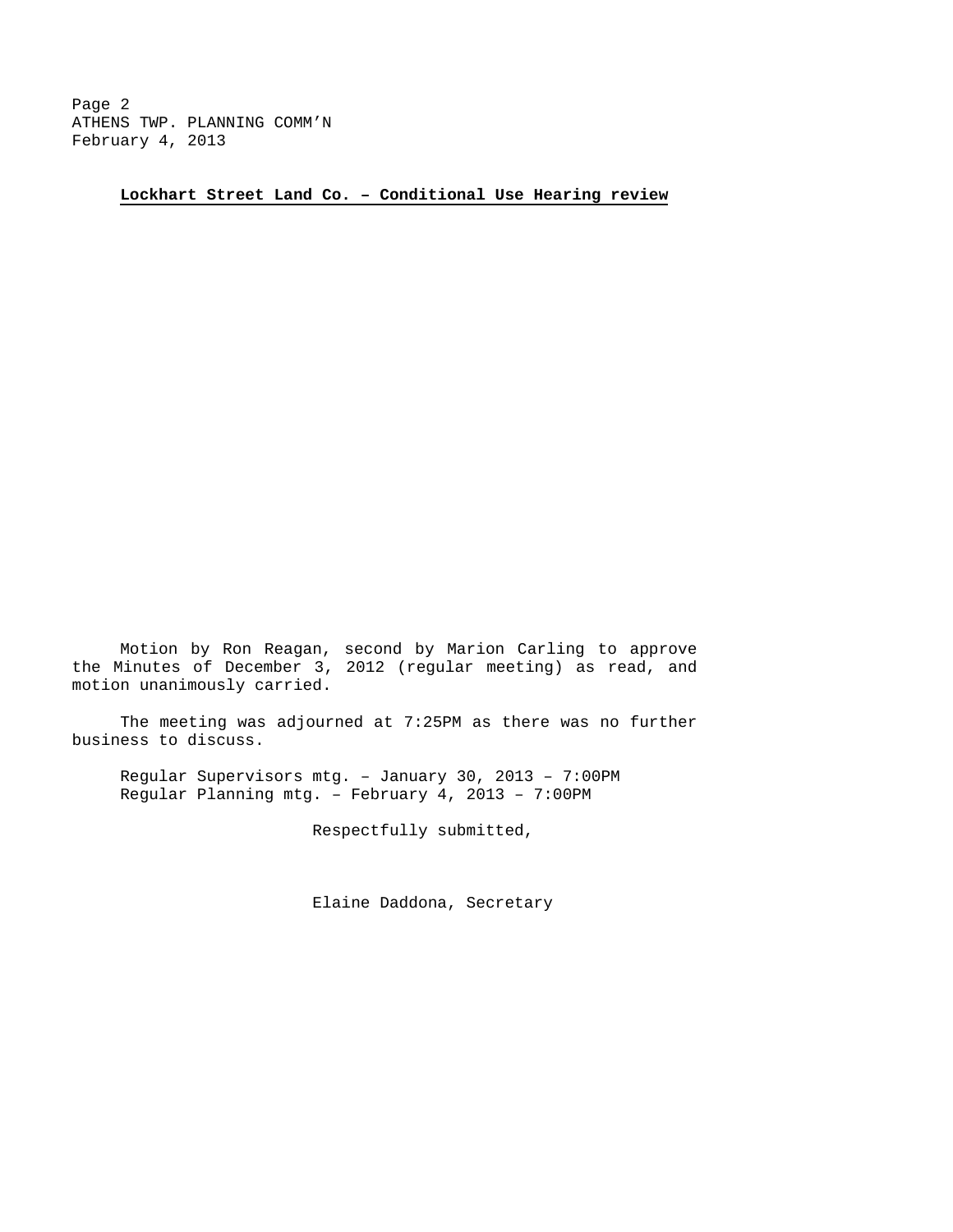**Lockhart Street Land Co. – Conditional Use Hearing review**

Motion by Ron Reagan, second by Marion Carling to approve the Minutes of December 3, 2012 (regular meeting) as read, and motion unanimously carried.

The meeting was adjourned at 7:25PM as there was no further business to discuss.

Regular Supervisors mtg. – January 30, 2013 – 7:00PM
Regular Planning mtg. – February 4, 2013 – 7:00PM

Respectfully submitted,

Elaine Daddona, Secretary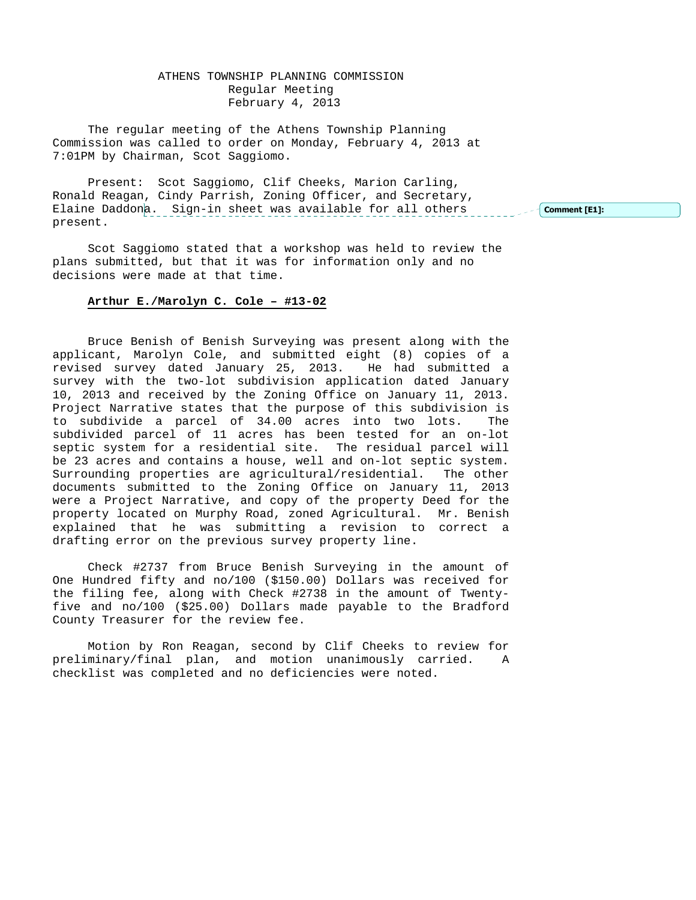ATHENS TOWNSHIP PLANNING COMMISSION
Regular Meeting
February 4, 2013

The regular meeting of the Athens Township Planning Commission was called to order on Monday, February 4, 2013 at 7:01PM by Chairman, Scot Saggiomo.

Present: Scot Saggiomo, Clif Cheeks, Marion Carling, Ronald Reagan, Cindy Parrish, Zoning Officer, and Secretary, Elaine Daddona. Sign-in sheet was available for all others present.

Scot Saggiomo stated that a workshop was held to review the plans submitted, but that it was for information only and no decisions were made at that time.

**Arthur E./Marolyn C. Cole – #13-02**

Bruce Benish of Benish Surveying was present along with the applicant, Marolyn Cole, and submitted eight (8) copies of a revised survey dated January 25, 2013. He had submitted a survey with the two-lot subdivision application dated January 10, 2013 and received by the Zoning Office on January 11, 2013. Project Narrative states that the purpose of this subdivision is to subdivide a parcel of 34.00 acres into two lots. The subdivided parcel of 11 acres has been tested for an on-lot septic system for a residential site. The residual parcel will be 23 acres and contains a house, well and on-lot septic system. Surrounding properties are agricultural/residential. The other documents submitted to the Zoning Office on January 11, 2013 were a Project Narrative, and copy of the property Deed for the property located on Murphy Road, zoned Agricultural. Mr. Benish explained that he was submitting a revision to correct a drafting error on the previous survey property line.

Check #2737 from Bruce Benish Surveying in the amount of One Hundred fifty and no/100 ($150.00) Dollars was received for the filing fee, along with Check #2738 in the amount of Twenty-five and no/100 ($25.00) Dollars made payable to the Bradford County Treasurer for the review fee.

Motion by Ron Reagan, second by Clif Cheeks to review for preliminary/final plan, and motion unanimously carried. A checklist was completed and no deficiencies were noted.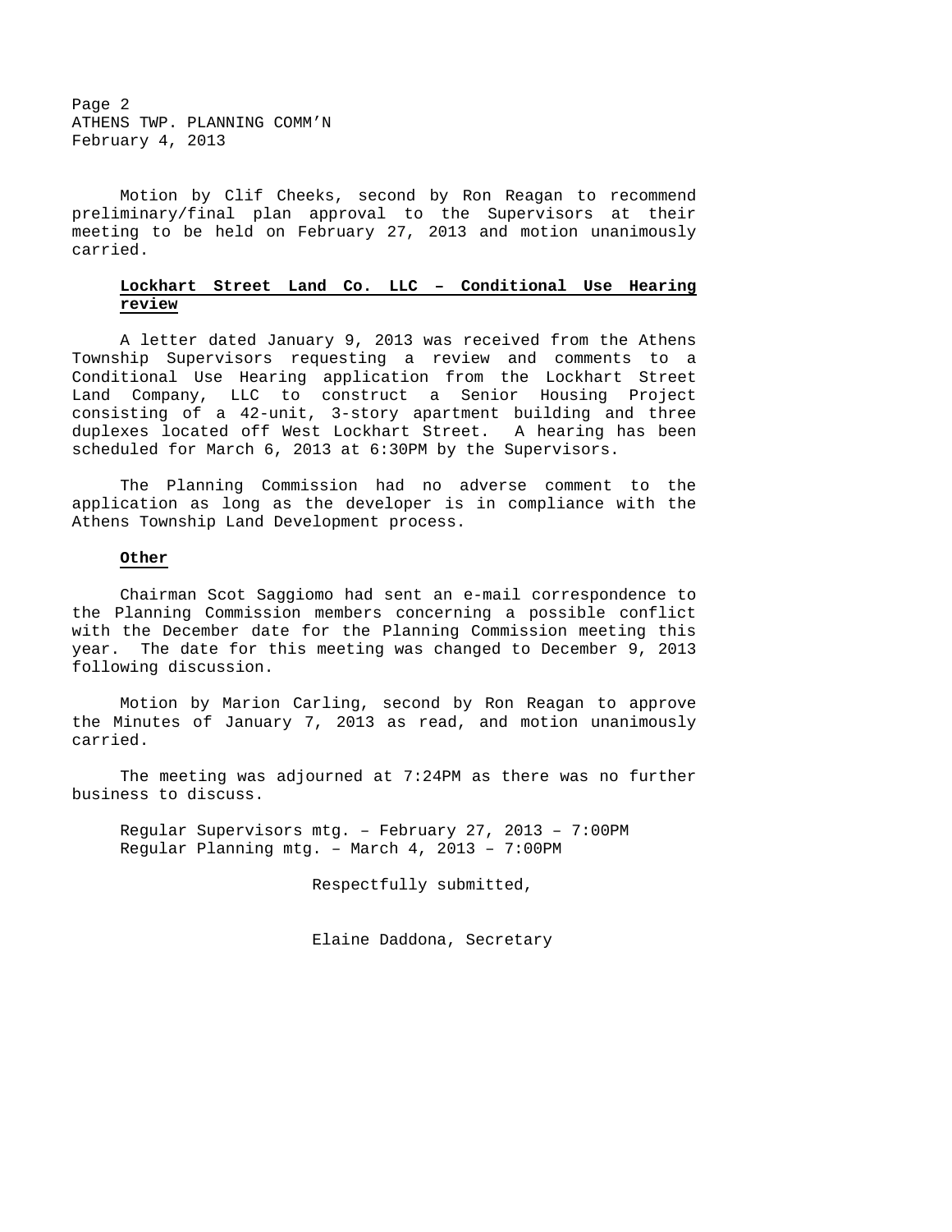Motion by Clif Cheeks, second by Ron Reagan to recommend preliminary/final plan approval to the Supervisors at their meeting to be held on February 27, 2013 and motion unanimously carried.

**Lockhart Street Land Co. LLC – Conditional Use Hearing review**

A letter dated January 9, 2013 was received from the Athens Township Supervisors requesting a review and comments to a Conditional Use Hearing application from the Lockhart Street Land Company, LLC to construct a Senior Housing Project consisting of a 42-unit, 3-story apartment building and three duplexes located off West Lockhart Street. A hearing has been scheduled for March 6, 2013 at 6:30PM by the Supervisors.

The Planning Commission had no adverse comment to the application as long as the developer is in compliance with the Athens Township Land Development process.

**Other**

Chairman Scot Saggiomo had sent an e-mail correspondence to the Planning Commission members concerning a possible conflict with the December date for the Planning Commission meeting this year. The date for this meeting was changed to December 9, 2013 following discussion.

Motion by Marion Carling, second by Ron Reagan to approve the Minutes of January 7, 2013 as read, and motion unanimously carried.

The meeting was adjourned at 7:24PM as there was no further business to discuss.

Regular Supervisors mtg. – February 27, 2013 – 7:00PM
Regular Planning mtg. – March 4, 2013 – 7:00PM

Respectfully submitted,

Elaine Daddona, Secretary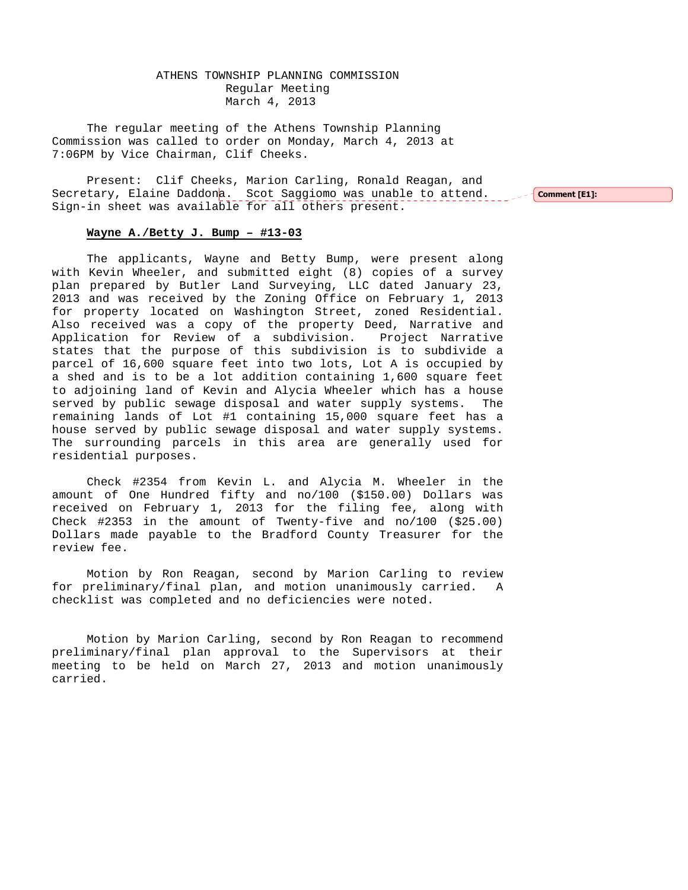ATHENS TOWNSHIP PLANNING COMMISSION
Regular Meeting
March 4, 2013

The regular meeting of the Athens Township Planning Commission was called to order on Monday, March 4, 2013 at 7:06PM by Vice Chairman, Clif Cheeks.

Present: Clif Cheeks, Marion Carling, Ronald Reagan, and Secretary, Elaine Daddona. Scot Saggiomo was unable to attend. Sign-in sheet was available for all others present.

Comment [E1]:

**Wayne A./Betty J. Bump – #13-03**

The applicants, Wayne and Betty Bump, were present along with Kevin Wheeler, and submitted eight (8) copies of a survey plan prepared by Butler Land Surveying, LLC dated January 23, 2013 and was received by the Zoning Office on February 1, 2013 for property located on Washington Street, zoned Residential. Also received was a copy of the property Deed, Narrative and Application for Review of a subdivision. Project Narrative states that the purpose of this subdivision is to subdivide a parcel of 16,600 square feet into two lots, Lot A is occupied by a shed and is to be a lot addition containing 1,600 square feet to adjoining land of Kevin and Alycia Wheeler which has a house served by public sewage disposal and water supply systems. The remaining lands of Lot #1 containing 15,000 square feet has a house served by public sewage disposal and water supply systems. The surrounding parcels in this area are generally used for residential purposes.

Check #2354 from Kevin L. and Alycia M. Wheeler in the amount of One Hundred fifty and no/100 ($150.00) Dollars was received on February 1, 2013 for the filing fee, along with Check #2353 in the amount of Twenty-five and no/100 ($25.00) Dollars made payable to the Bradford County Treasurer for the review fee.

Motion by Ron Reagan, second by Marion Carling to review for preliminary/final plan, and motion unanimously carried. A checklist was completed and no deficiencies were noted.

Motion by Marion Carling, second by Ron Reagan to recommend preliminary/final plan approval to the Supervisors at their meeting to be held on March 27, 2013 and motion unanimously carried.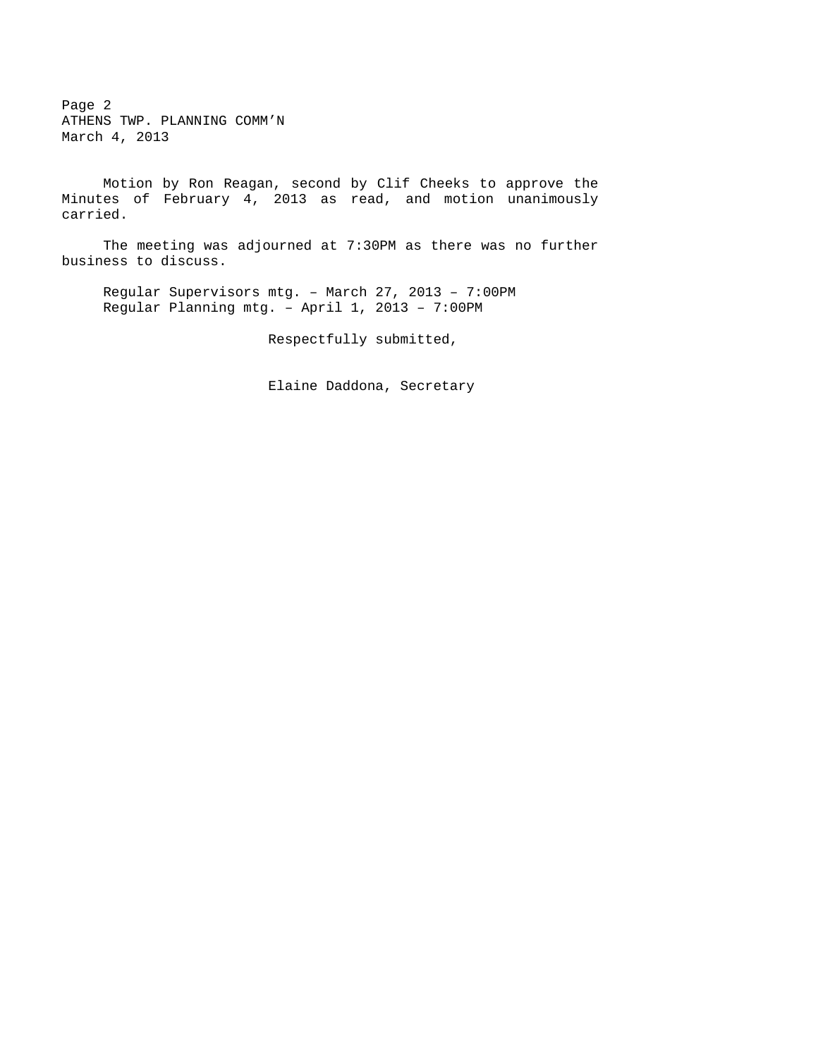Motion by Ron Reagan, second by Clif Cheeks to approve the Minutes of February 4, 2013 as read, and motion unanimously carried.

The meeting was adjourned at 7:30PM as there was no further business to discuss.

Regular Supervisors mtg. – March 27, 2013 – 7:00PM
Regular Planning mtg. – April 1, 2013 – 7:00PM

Respectfully submitted,

Elaine Daddona, Secretary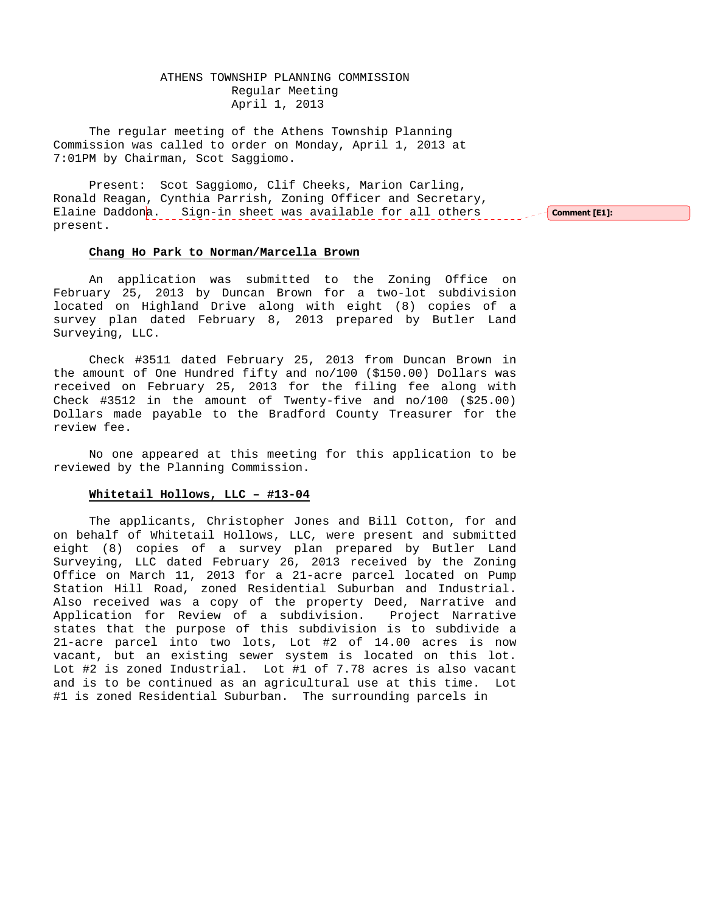ATHENS TOWNSHIP PLANNING COMMISSION
Regular Meeting
April 1, 2013

The regular meeting of the Athens Township Planning Commission was called to order on Monday, April 1, 2013 at 7:01PM by Chairman, Scot Saggiomo.

Present: Scot Saggiomo, Clif Cheeks, Marion Carling, Ronald Reagan, Cynthia Parrish, Zoning Officer and Secretary, Elaine Daddona. Sign-in sheet was available for all others present.

Comment [E1]:

**Chang Ho Park to Norman/Marcella Brown**

An application was submitted to the Zoning Office on February 25, 2013 by Duncan Brown for a two-lot subdivision located on Highland Drive along with eight (8) copies of a survey plan dated February 8, 2013 prepared by Butler Land Surveying, LLC.

Check #3511 dated February 25, 2013 from Duncan Brown in the amount of One Hundred fifty and no/100 ($150.00) Dollars was received on February 25, 2013 for the filing fee along with Check #3512 in the amount of Twenty-five and no/100 ($25.00) Dollars made payable to the Bradford County Treasurer for the review fee.

No one appeared at this meeting for this application to be reviewed by the Planning Commission.

**Whitetail Hollows, LLC – #13-04**

The applicants, Christopher Jones and Bill Cotton, for and on behalf of Whitetail Hollows, LLC, were present and submitted eight (8) copies of a survey plan prepared by Butler Land Surveying, LLC dated February 26, 2013 received by the Zoning Office on March 11, 2013 for a 21-acre parcel located on Pump Station Hill Road, zoned Residential Suburban and Industrial. Also received was a copy of the property Deed, Narrative and Application for Review of a subdivision. Project Narrative states that the purpose of this subdivision is to subdivide a 21-acre parcel into two lots, Lot #2 of 14.00 acres is now vacant, but an existing sewer system is located on this lot. Lot #2 is zoned Industrial. Lot #1 of 7.78 acres is also vacant and is to be continued as an agricultural use at this time. Lot #1 is zoned Residential Suburban. The surrounding parcels in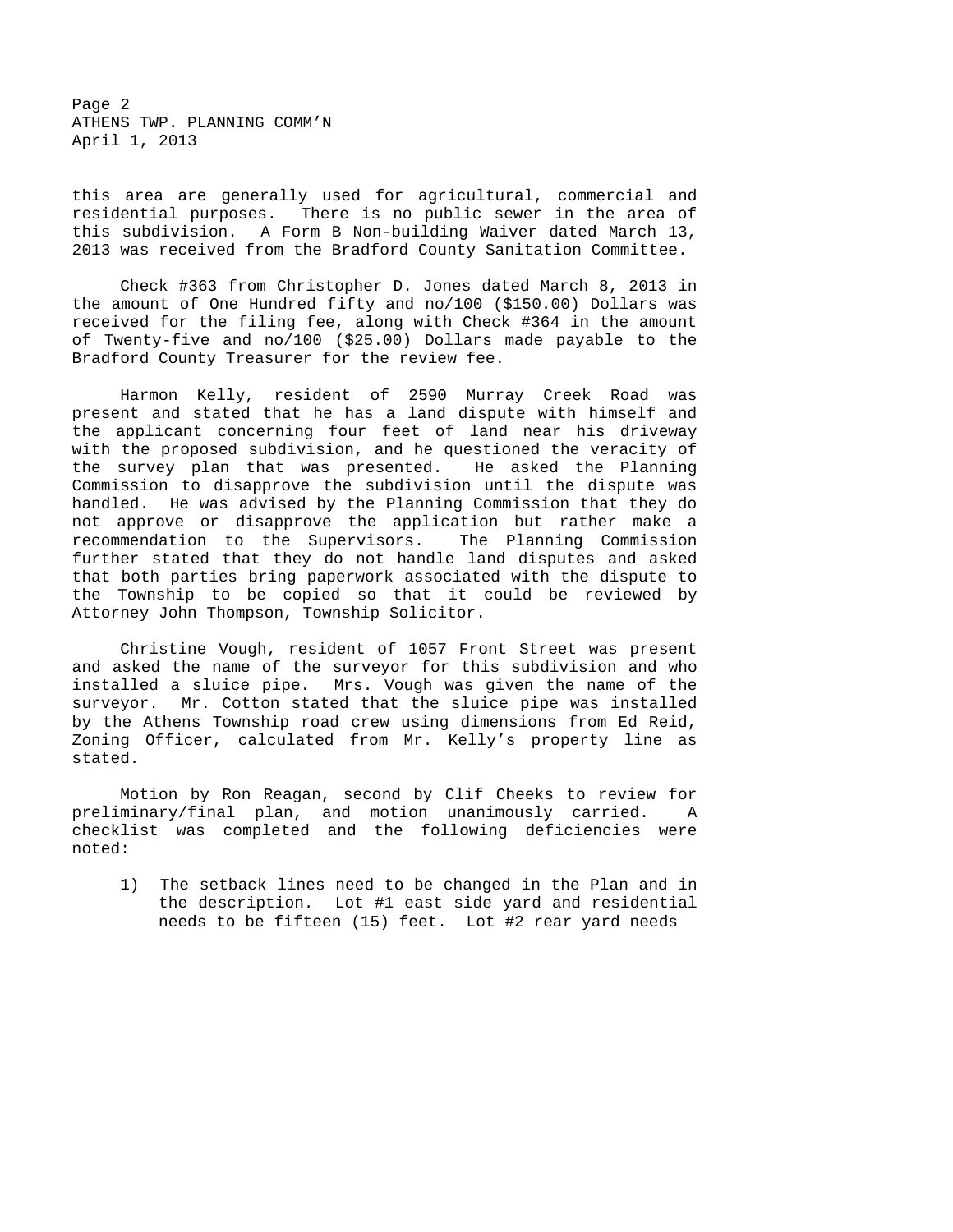this area are generally used for agricultural, commercial and residential purposes. There is no public sewer in the area of this subdivision. A Form B Non-building Waiver dated March 13, 2013 was received from the Bradford County Sanitation Committee.

Check #363 from Christopher D. Jones dated March 8, 2013 in the amount of One Hundred fifty and no/100 ($150.00) Dollars was received for the filing fee, along with Check #364 in the amount of Twenty-five and no/100 ($25.00) Dollars made payable to the Bradford County Treasurer for the review fee.

Harmon Kelly, resident of 2590 Murray Creek Road was present and stated that he has a land dispute with himself and the applicant concerning four feet of land near his driveway with the proposed subdivision, and he questioned the veracity of the survey plan that was presented. He asked the Planning Commission to disapprove the subdivision until the dispute was handled. He was advised by the Planning Commission that they do not approve or disapprove the application but rather make a recommendation to the Supervisors. The Planning Commission further stated that they do not handle land disputes and asked that both parties bring paperwork associated with the dispute to the Township to be copied so that it could be reviewed by Attorney John Thompson, Township Solicitor.

Christine Vough, resident of 1057 Front Street was present and asked the name of the surveyor for this subdivision and who installed a sluice pipe. Mrs. Vough was given the name of the surveyor. Mr. Cotton stated that the sluice pipe was installed by the Athens Township road crew using dimensions from Ed Reid, Zoning Officer, calculated from Mr. Kelly's property line as stated.

Motion by Ron Reagan, second by Clif Cheeks to review for preliminary/final plan, and motion unanimously carried. A checklist was completed and the following deficiencies were noted:

1) The setback lines need to be changed in the Plan and in the description. Lot #1 east side yard and residential needs to be fifteen (15) feet. Lot #2 rear yard needs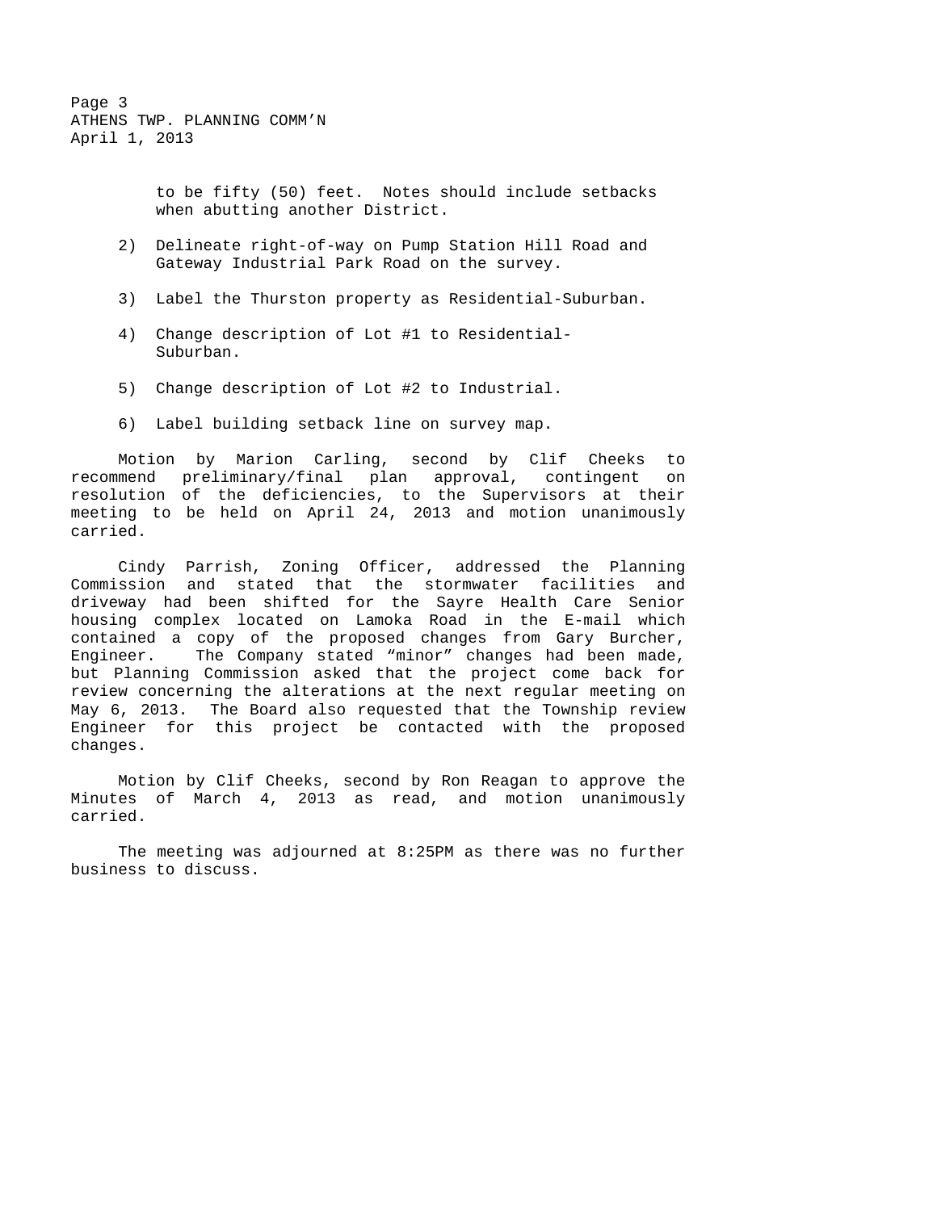to be fifty (50) feet. Notes should include setbacks when abutting another District.

2) Delineate right-of-way on Pump Station Hill Road and Gateway Industrial Park Road on the survey.

3) Label the Thurston property as Residential-Suburban.

4) Change description of Lot #1 to Residential-Suburban.

5) Change description of Lot #2 to Industrial.

6) Label building setback line on survey map.

Motion by Marion Carling, second by Clif Cheeks to recommend preliminary/final plan approval, contingent on resolution of the deficiencies, to the Supervisors at their meeting to be held on April 24, 2013 and motion unanimously carried.

Cindy Parrish, Zoning Officer, addressed the Planning Commission and stated that the stormwater facilities and driveway had been shifted for the Sayre Health Care Senior housing complex located on Lamoka Road in the E-mail which contained a copy of the proposed changes from Gary Burcher, Engineer. The Company stated "minor" changes had been made, but Planning Commission asked that the project come back for review concerning the alterations at the next regular meeting on May 6, 2013. The Board also requested that the Township review Engineer for this project be contacted with the proposed changes.

Motion by Clif Cheeks, second by Ron Reagan to approve the Minutes of March 4, 2013 as read, and motion unanimously carried.

The meeting was adjourned at 8:25PM as there was no further business to discuss.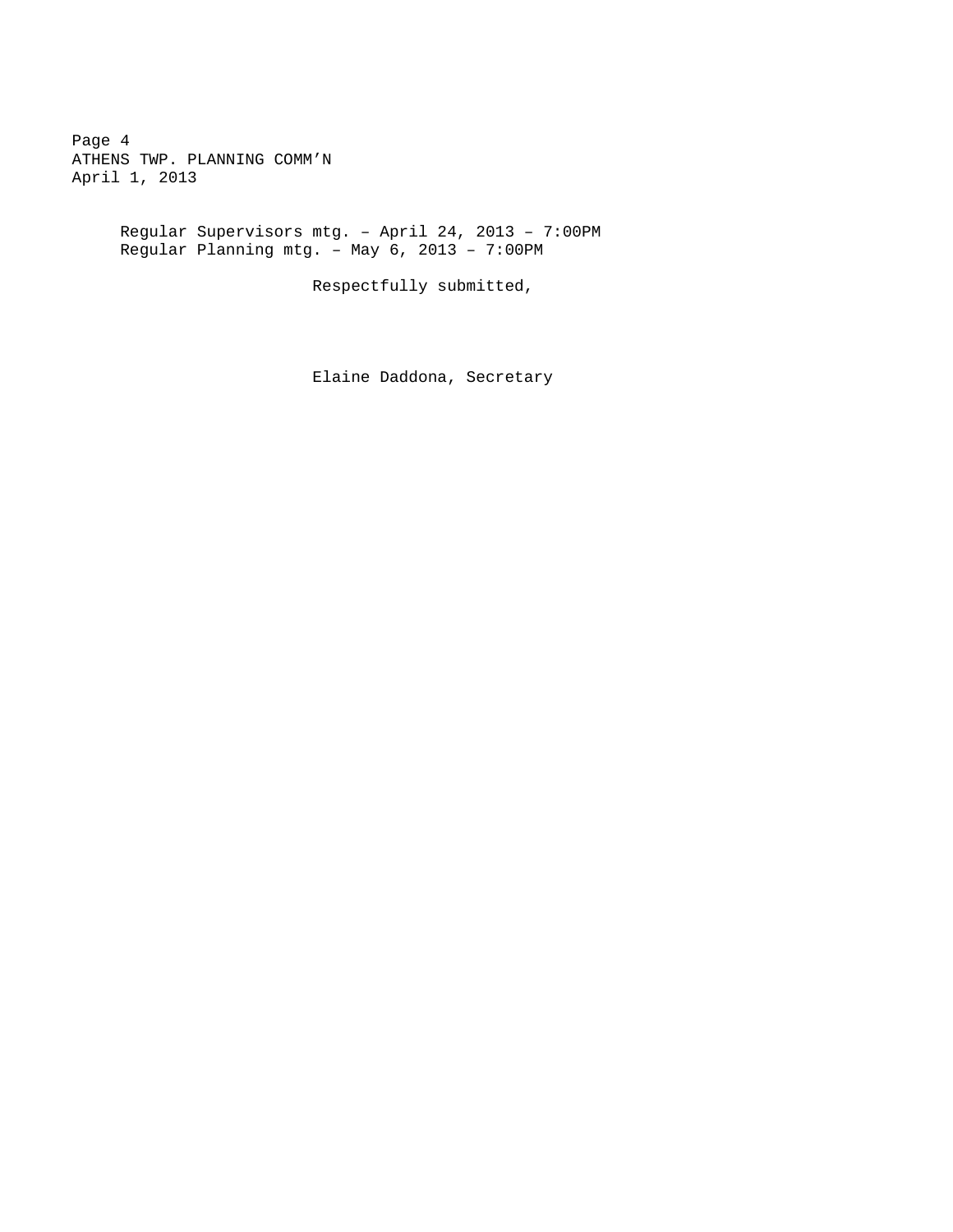Regular Supervisors mtg. – April 24, 2013 – 7:00PM
Regular Planning mtg. – May 6, 2013 – 7:00PM

Respectfully submitted,

Elaine Daddona, Secretary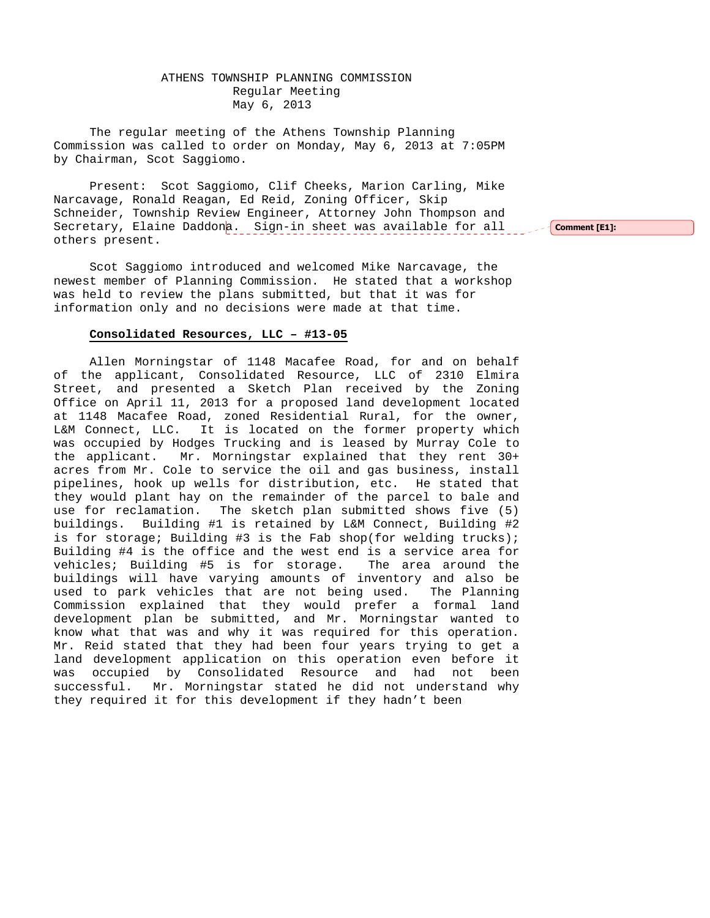ATHENS TOWNSHIP PLANNING COMMISSION
Regular Meeting
May 6, 2013

The regular meeting of the Athens Township Planning Commission was called to order on Monday, May 6, 2013 at 7:05PM by Chairman, Scot Saggiomo.

Present: Scot Saggiomo, Clif Cheeks, Marion Carling, Mike Narcavage, Ronald Reagan, Ed Reid, Zoning Officer, Skip Schneider, Township Review Engineer, Attorney John Thompson and Secretary, Elaine Daddona. Sign-in sheet was available for all others present.

Comment [E1]:

Scot Saggiomo introduced and welcomed Mike Narcavage, the newest member of Planning Commission. He stated that a workshop was held to review the plans submitted, but that it was for information only and no decisions were made at that time.

**Consolidated Resources, LLC – #13-05**

Allen Morningstar of 1148 Macafee Road, for and on behalf of the applicant, Consolidated Resource, LLC of 2310 Elmira Street, and presented a Sketch Plan received by the Zoning Office on April 11, 2013 for a proposed land development located at 1148 Macafee Road, zoned Residential Rural, for the owner, L&M Connect, LLC. It is located on the former property which was occupied by Hodges Trucking and is leased by Murray Cole to the applicant. Mr. Morningstar explained that they rent 30+ acres from Mr. Cole to service the oil and gas business, install pipelines, hook up wells for distribution, etc. He stated that they would plant hay on the remainder of the parcel to bale and use for reclamation. The sketch plan submitted shows five (5) buildings. Building #1 is retained by L&M Connect, Building #2 is for storage; Building #3 is the Fab shop(for welding trucks); Building #4 is the office and the west end is a service area for vehicles; Building #5 is for storage. The area around the buildings will have varying amounts of inventory and also be used to park vehicles that are not being used. The Planning Commission explained that they would prefer a formal land development plan be submitted, and Mr. Morningstar wanted to know what that was and why it was required for this operation. Mr. Reid stated that they had been four years trying to get a land development application on this operation even before it was occupied by Consolidated Resource and had not been successful. Mr. Morningstar stated he did not understand why they required it for this development if they hadn't been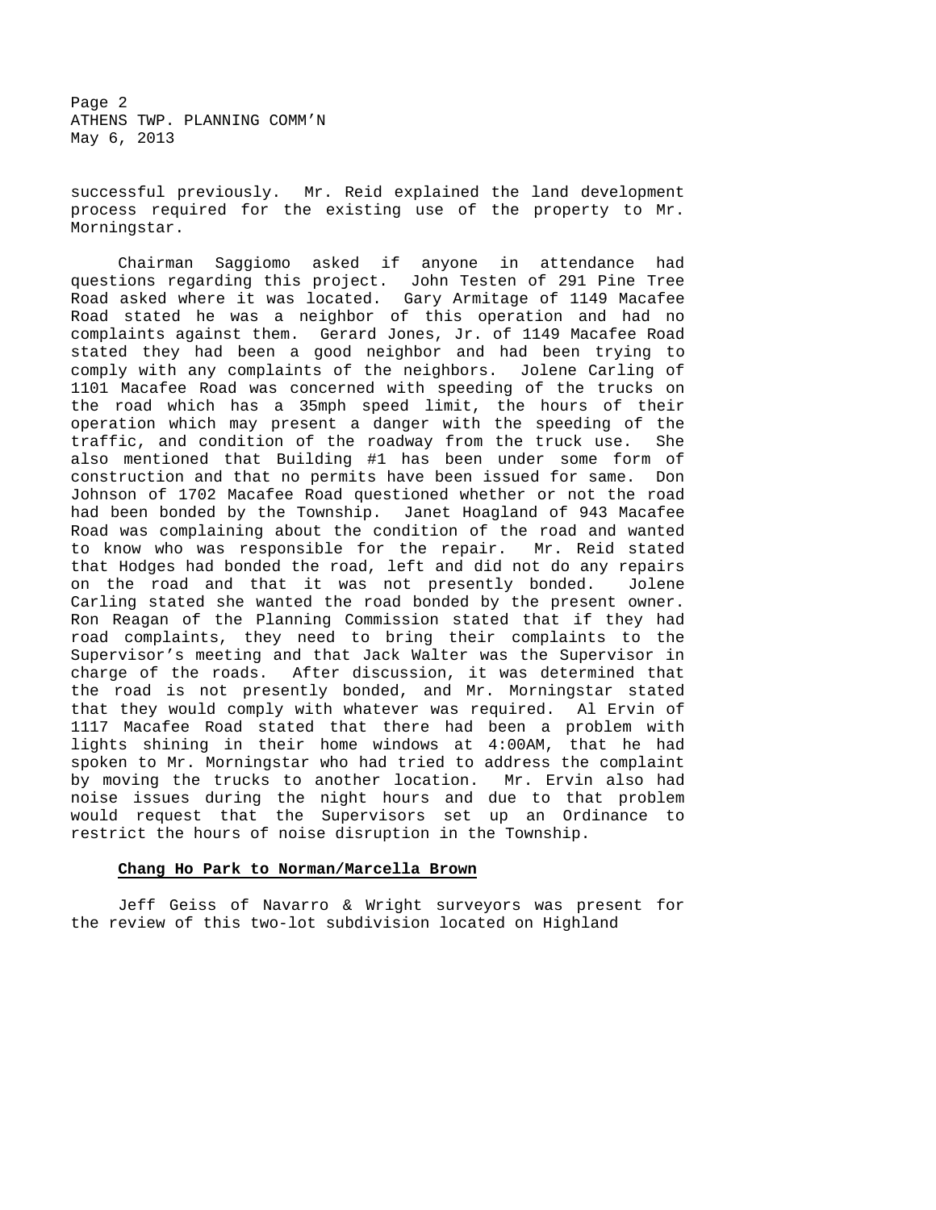successful previously. Mr. Reid explained the land development process required for the existing use of the property to Mr. Morningstar.

Chairman Saggiomo asked if anyone in attendance had questions regarding this project. John Testen of 291 Pine Tree Road asked where it was located. Gary Armitage of 1149 Macafee Road stated he was a neighbor of this operation and had no complaints against them. Gerard Jones, Jr. of 1149 Macafee Road stated they had been a good neighbor and had been trying to comply with any complaints of the neighbors. Jolene Carling of 1101 Macafee Road was concerned with speeding of the trucks on the road which has a 35mph speed limit, the hours of their operation which may present a danger with the speeding of the traffic, and condition of the roadway from the truck use. She also mentioned that Building #1 has been under some form of construction and that no permits have been issued for same. Don Johnson of 1702 Macafee Road questioned whether or not the road had been bonded by the Township. Janet Hoagland of 943 Macafee Road was complaining about the condition of the road and wanted to know who was responsible for the repair. Mr. Reid stated that Hodges had bonded the road, left and did not do any repairs on the road and that it was not presently bonded. Jolene Carling stated she wanted the road bonded by the present owner. Ron Reagan of the Planning Commission stated that if they had road complaints, they need to bring their complaints to the Supervisor's meeting and that Jack Walter was the Supervisor in charge of the roads. After discussion, it was determined that the road is not presently bonded, and Mr. Morningstar stated that they would comply with whatever was required. Al Ervin of 1117 Macafee Road stated that there had been a problem with lights shining in their home windows at 4:00AM, that he had spoken to Mr. Morningstar who had tried to address the complaint by moving the trucks to another location. Mr. Ervin also had noise issues during the night hours and due to that problem would request that the Supervisors set up an Ordinance to restrict the hours of noise disruption in the Township.

**Chang Ho Park to Norman/Marcella Brown**

Jeff Geiss of Navarro & Wright surveyors was present for the review of this two-lot subdivision located on Highland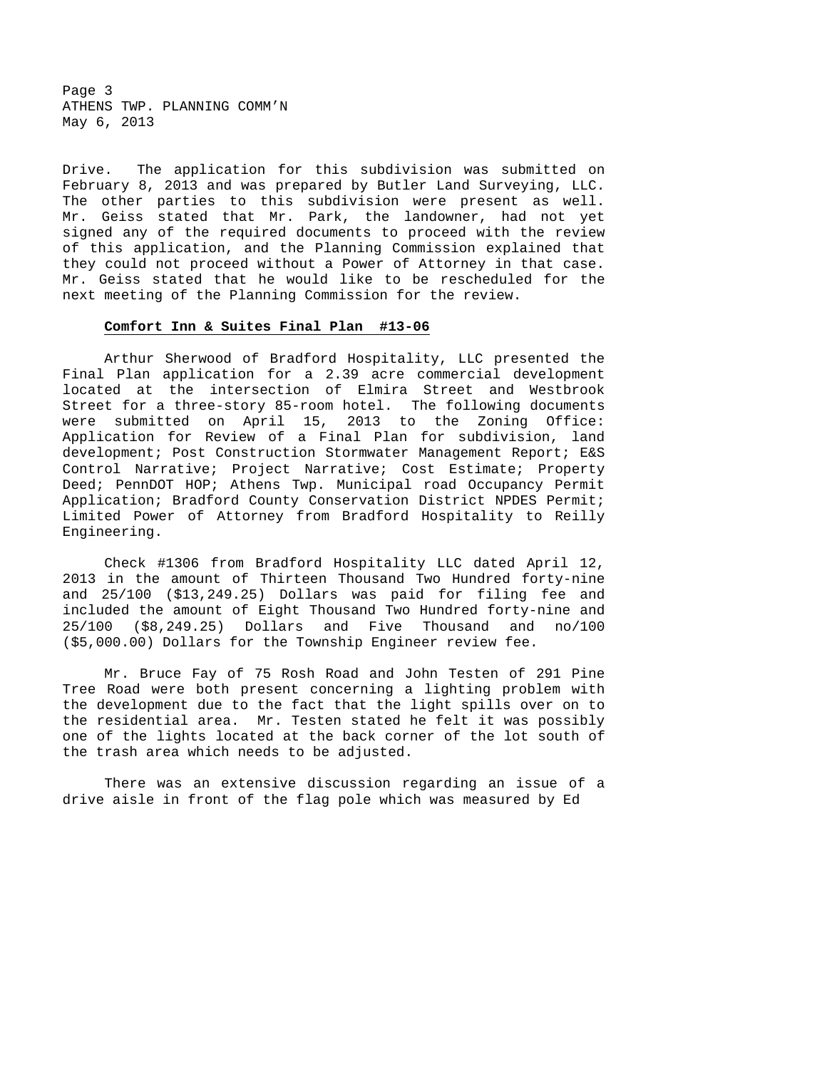Drive. The application for this subdivision was submitted on February 8, 2013 and was prepared by Butler Land Surveying, LLC. The other parties to this subdivision were present as well. Mr. Geiss stated that Mr. Park, the landowner, had not yet signed any of the required documents to proceed with the review of this application, and the Planning Commission explained that they could not proceed without a Power of Attorney in that case. Mr. Geiss stated that he would like to be rescheduled for the next meeting of the Planning Commission for the review.

**Comfort Inn & Suites Final Plan #13-06**

Arthur Sherwood of Bradford Hospitality, LLC presented the Final Plan application for a 2.39 acre commercial development located at the intersection of Elmira Street and Westbrook Street for a three-story 85-room hotel. The following documents were submitted on April 15, 2013 to the Zoning Office: Application for Review of a Final Plan for subdivision, land development; Post Construction Stormwater Management Report; E&S Control Narrative; Project Narrative; Cost Estimate; Property Deed; PennDOT HOP; Athens Twp. Municipal road Occupancy Permit Application; Bradford County Conservation District NPDES Permit; Limited Power of Attorney from Bradford Hospitality to Reilly Engineering.

Check #1306 from Bradford Hospitality LLC dated April 12, 2013 in the amount of Thirteen Thousand Two Hundred forty-nine and 25/100 ($13,249.25) Dollars was paid for filing fee and included the amount of Eight Thousand Two Hundred forty-nine and 25/100 ($8,249.25) Dollars and Five Thousand and no/100 ($5,000.00) Dollars for the Township Engineer review fee.

Mr. Bruce Fay of 75 Rosh Road and John Testen of 291 Pine Tree Road were both present concerning a lighting problem with the development due to the fact that the light spills over on to the residential area. Mr. Testen stated he felt it was possibly one of the lights located at the back corner of the lot south of the trash area which needs to be adjusted.

There was an extensive discussion regarding an issue of a drive aisle in front of the flag pole which was measured by Ed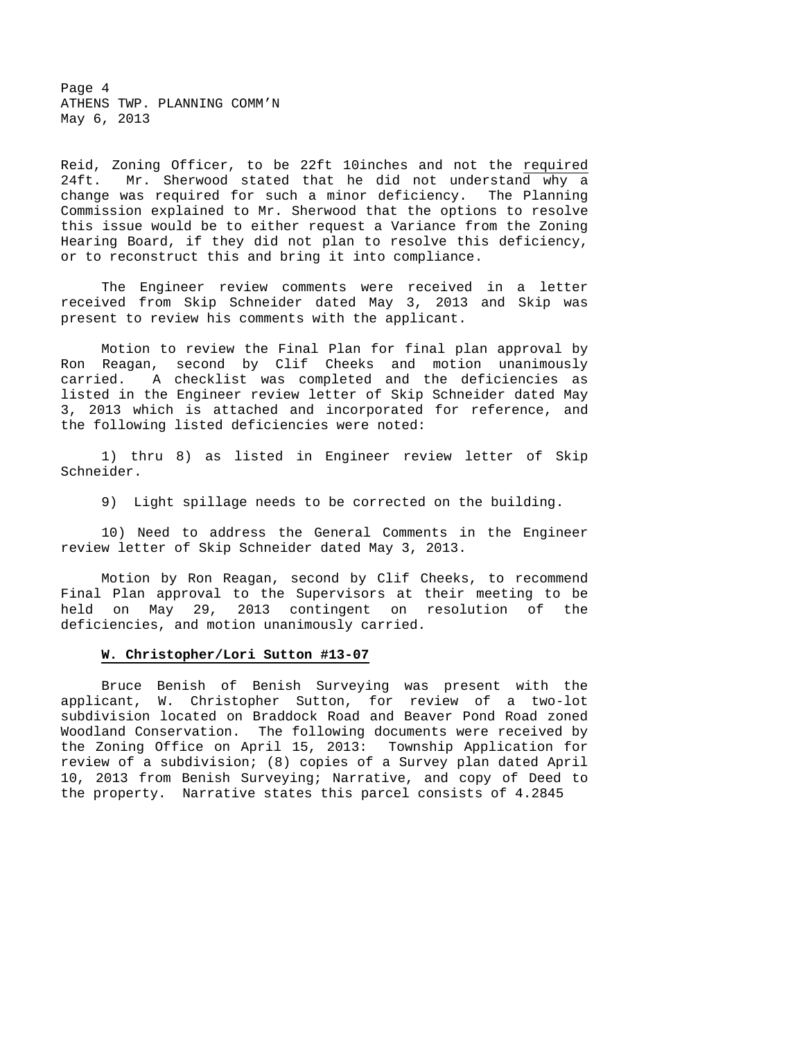Reid, Zoning Officer, to be 22ft 10inches and not the <u>required</u> 24ft. Mr. Sherwood stated that he did not understand why a change was required for such a minor deficiency. The Planning Commission explained to Mr. Sherwood that the options to resolve this issue would be to either request a Variance from the Zoning Hearing Board, if they did not plan to resolve this deficiency, or to reconstruct this and bring it into compliance.

The Engineer review comments were received in a letter received from Skip Schneider dated May 3, 2013 and Skip was present to review his comments with the applicant.

Motion to review the Final Plan for final plan approval by Ron Reagan, second by Clif Cheeks and motion unanimously carried. A checklist was completed and the deficiencies as listed in the Engineer review letter of Skip Schneider dated May 3, 2013 which is attached and incorporated for reference, and the following listed deficiencies were noted:

1) thru 8) as listed in Engineer review letter of Skip Schneider.

9) Light spillage needs to be corrected on the building.

10) Need to address the General Comments in the Engineer review letter of Skip Schneider dated May 3, 2013.

Motion by Ron Reagan, second by Clif Cheeks, to recommend Final Plan approval to the Supervisors at their meeting to be held on May 29, 2013 contingent on resolution of the deficiencies, and motion unanimously carried.

**<u>W. Christopher/Lori Sutton #13-07</u>**

Bruce Benish of Benish Surveying was present with the applicant, W. Christopher Sutton, for review of a two-lot subdivision located on Braddock Road and Beaver Pond Road zoned Woodland Conservation. The following documents were received by the Zoning Office on April 15, 2013: Township Application for review of a subdivision; (8) copies of a Survey plan dated April 10, 2013 from Benish Surveying; Narrative, and copy of Deed to the property. Narrative states this parcel consists of 4.2845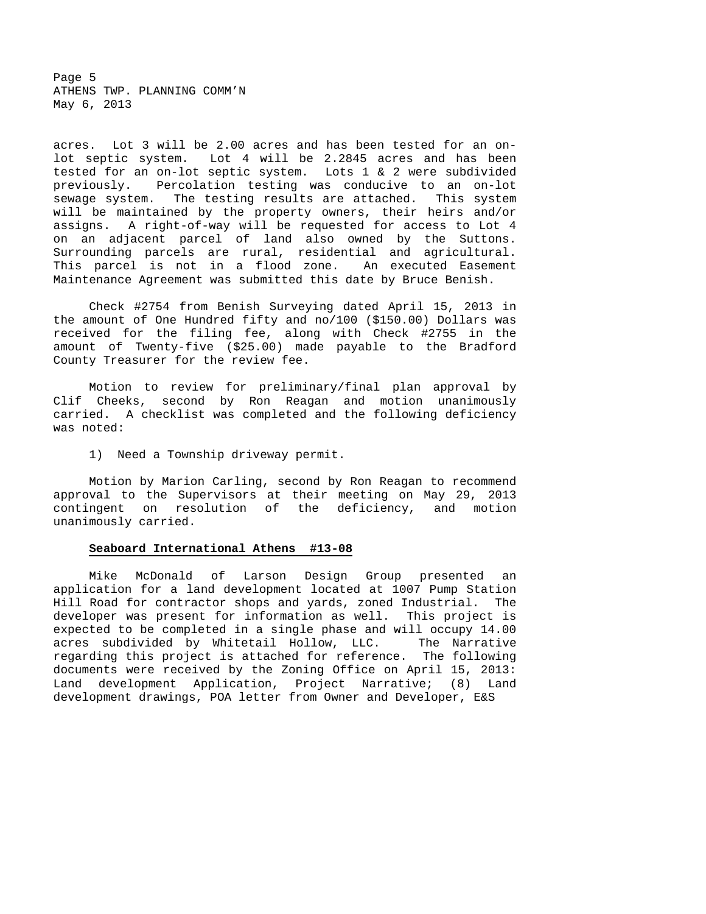acres. Lot 3 will be 2.00 acres and has been tested for an on-lot septic system. Lot 4 will be 2.2845 acres and has been tested for an on-lot septic system. Lots 1 & 2 were subdivided previously. Percolation testing was conducive to an on-lot sewage system. The testing results are attached. This system will be maintained by the property owners, their heirs and/or assigns. A right-of-way will be requested for access to Lot 4 on an adjacent parcel of land also owned by the Suttons. Surrounding parcels are rural, residential and agricultural. This parcel is not in a flood zone. An executed Easement Maintenance Agreement was submitted this date by Bruce Benish.

Check #2754 from Benish Surveying dated April 15, 2013 in the amount of One Hundred fifty and no/100 ($150.00) Dollars was received for the filing fee, along with Check #2755 in the amount of Twenty-five ($25.00) made payable to the Bradford County Treasurer for the review fee.

Motion to review for preliminary/final plan approval by Clif Cheeks, second by Ron Reagan and motion unanimously carried. A checklist was completed and the following deficiency was noted:

1) Need a Township driveway permit.

Motion by Marion Carling, second by Ron Reagan to recommend approval to the Supervisors at their meeting on May 29, 2013 contingent on resolution of the deficiency, and motion unanimously carried.

**Seaboard International Athens #13-08**

Mike McDonald of Larson Design Group presented an application for a land development located at 1007 Pump Station Hill Road for contractor shops and yards, zoned Industrial. The developer was present for information as well. This project is expected to be completed in a single phase and will occupy 14.00 acres subdivided by Whitetail Hollow, LLC. The Narrative regarding this project is attached for reference. The following documents were received by the Zoning Office on April 15, 2013: Land development Application, Project Narrative; (8) Land development drawings, POA letter from Owner and Developer, E&S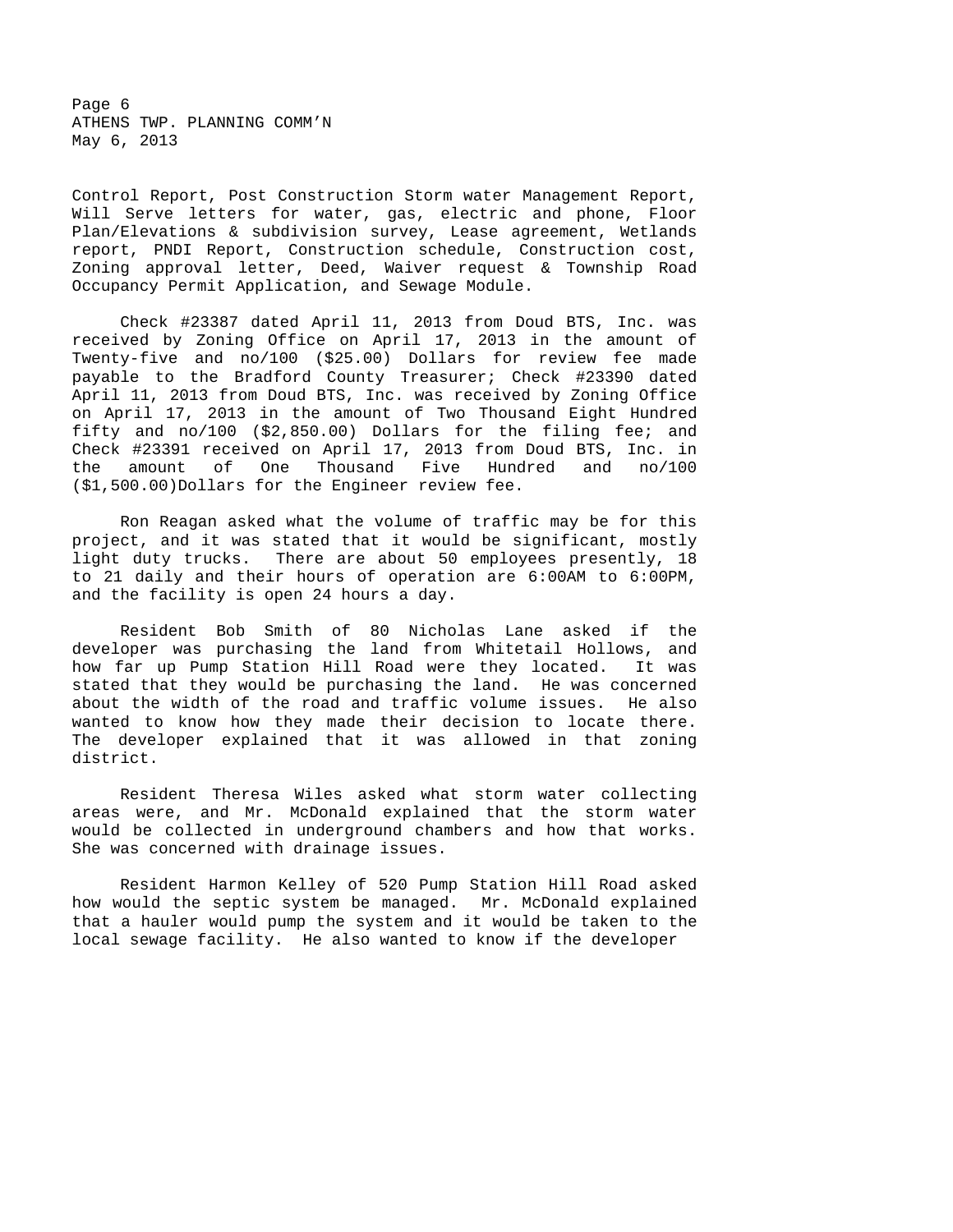Control Report, Post Construction Storm water Management Report, Will Serve letters for water, gas, electric and phone, Floor Plan/Elevations & subdivision survey, Lease agreement, Wetlands report, PNDI Report, Construction schedule, Construction cost, Zoning approval letter, Deed, Waiver request & Township Road Occupancy Permit Application, and Sewage Module.

Check #23387 dated April 11, 2013 from Doud BTS, Inc. was received by Zoning Office on April 17, 2013 in the amount of Twenty-five and no/100 ($25.00) Dollars for review fee made payable to the Bradford County Treasurer; Check #23390 dated April 11, 2013 from Doud BTS, Inc. was received by Zoning Office on April 17, 2013 in the amount of Two Thousand Eight Hundred fifty and no/100 ($2,850.00) Dollars for the filing fee; and Check #23391 received on April 17, 2013 from Doud BTS, Inc. in the amount of One Thousand Five Hundred and no/100 ($1,500.00)Dollars for the Engineer review fee.

Ron Reagan asked what the volume of traffic may be for this project, and it was stated that it would be significant, mostly light duty trucks. There are about 50 employees presently, 18 to 21 daily and their hours of operation are 6:00AM to 6:00PM, and the facility is open 24 hours a day.

Resident Bob Smith of 80 Nicholas Lane asked if the developer was purchasing the land from Whitetail Hollows, and how far up Pump Station Hill Road were they located. It was stated that they would be purchasing the land. He was concerned about the width of the road and traffic volume issues. He also wanted to know how they made their decision to locate there. The developer explained that it was allowed in that zoning district.

Resident Theresa Wiles asked what storm water collecting areas were, and Mr. McDonald explained that the storm water would be collected in underground chambers and how that works. She was concerned with drainage issues.

Resident Harmon Kelley of 520 Pump Station Hill Road asked how would the septic system be managed. Mr. McDonald explained that a hauler would pump the system and it would be taken to the local sewage facility. He also wanted to know if the developer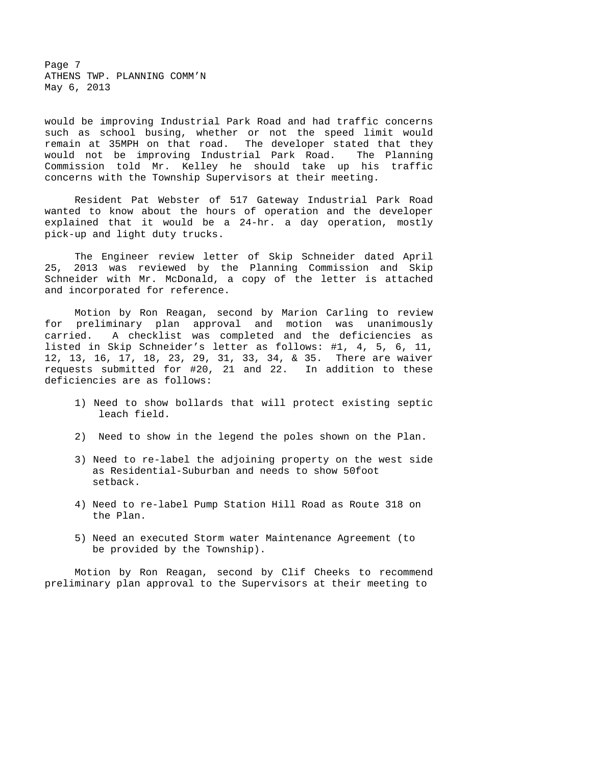would be improving Industrial Park Road and had traffic concerns such as school busing, whether or not the speed limit would remain at 35MPH on that road. The developer stated that they would not be improving Industrial Park Road. The Planning Commission told Mr. Kelley he should take up his traffic concerns with the Township Supervisors at their meeting.

Resident Pat Webster of 517 Gateway Industrial Park Road wanted to know about the hours of operation and the developer explained that it would be a 24-hr. a day operation, mostly pick-up and light duty trucks.

The Engineer review letter of Skip Schneider dated April 25, 2013 was reviewed by the Planning Commission and Skip Schneider with Mr. McDonald, a copy of the letter is attached and incorporated for reference.

Motion by Ron Reagan, second by Marion Carling to review for preliminary plan approval and motion was unanimously carried. A checklist was completed and the deficiencies as listed in Skip Schneider's letter as follows: #1, 4, 5, 6, 11, 12, 13, 16, 17, 18, 23, 29, 31, 33, 34, & 35. There are waiver requests submitted for #20, 21 and 22. In addition to these deficiencies are as follows:

1) Need to show bollards that will protect existing septic leach field.
2) Need to show in the legend the poles shown on the Plan.
3) Need to re-label the adjoining property on the west side as Residential-Suburban and needs to show 50foot setback.
4) Need to re-label Pump Station Hill Road as Route 318 on the Plan.
5) Need an executed Storm water Maintenance Agreement (to be provided by the Township).

Motion by Ron Reagan, second by Clif Cheeks to recommend preliminary plan approval to the Supervisors at their meeting to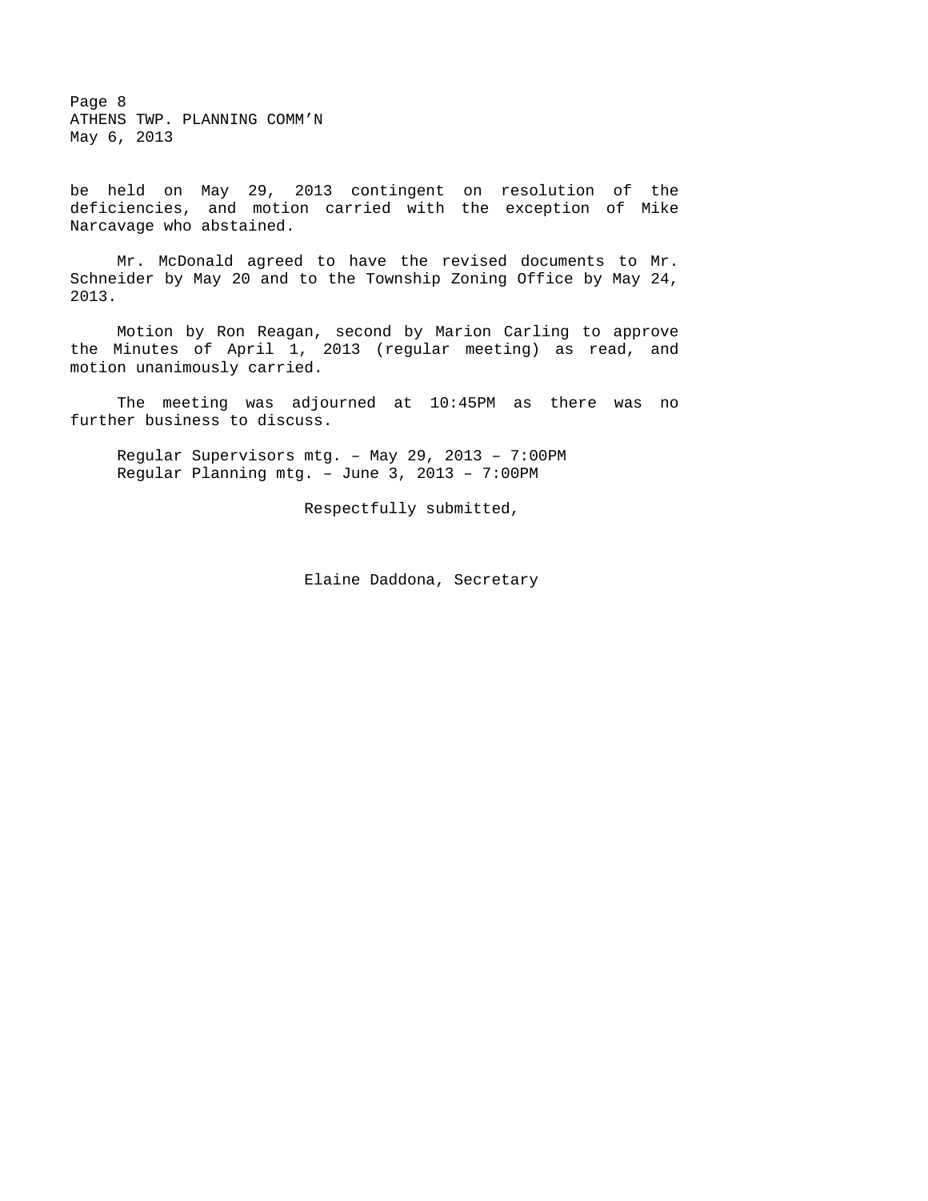be held on May 29, 2013 contingent on resolution of the deficiencies, and motion carried with the exception of Mike Narcavage who abstained.

Mr. McDonald agreed to have the revised documents to Mr. Schneider by May 20 and to the Township Zoning Office by May 24, 2013.

Motion by Ron Reagan, second by Marion Carling to approve the Minutes of April 1, 2013 (regular meeting) as read, and motion unanimously carried.

The meeting was adjourned at 10:45PM as there was no further business to discuss.

Regular Supervisors mtg. – May 29, 2013 – 7:00PM
Regular Planning mtg. – June 3, 2013 – 7:00PM

Respectfully submitted,

Elaine Daddona, Secretary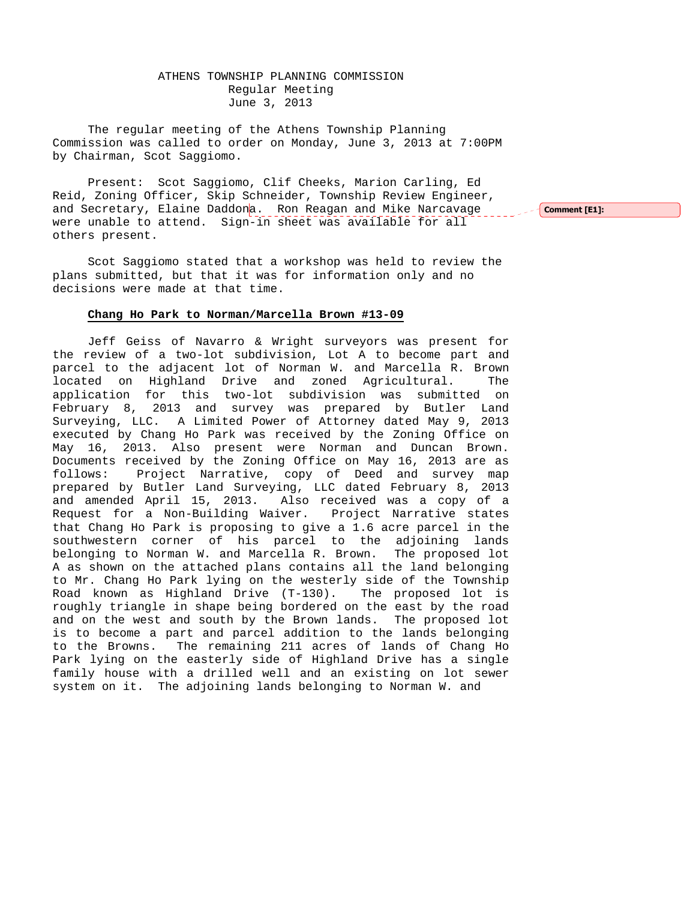ATHENS TOWNSHIP PLANNING COMMISSION
Regular Meeting
June 3, 2013

The regular meeting of the Athens Township Planning Commission was called to order on Monday, June 3, 2013 at 7:00PM by Chairman, Scot Saggiomo.

Present: Scot Saggiomo, Clif Cheeks, Marion Carling, Ed Reid, Zoning Officer, Skip Schneider, Township Review Engineer, and Secretary, Elaine Daddona. Ron Reagan and Mike Narcavage were unable to attend. Sign-in sheet was available for all others present.

Comment [E1]:

Scot Saggiomo stated that a workshop was held to review the plans submitted, but that it was for information only and no decisions were made at that time.

**Chang Ho Park to Norman/Marcella Brown #13-09**

Jeff Geiss of Navarro & Wright surveyors was present for the review of a two-lot subdivision, Lot A to become part and parcel to the adjacent lot of Norman W. and Marcella R. Brown located on Highland Drive and zoned Agricultural. The application for this two-lot subdivision was submitted on February 8, 2013 and survey was prepared by Butler Land Surveying, LLC. A Limited Power of Attorney dated May 9, 2013 executed by Chang Ho Park was received by the Zoning Office on May 16, 2013. Also present were Norman and Duncan Brown. Documents received by the Zoning Office on May 16, 2013 are as follows: Project Narrative, copy of Deed and survey map prepared by Butler Land Surveying, LLC dated February 8, 2013 and amended April 15, 2013. Also received was a copy of a Request for a Non-Building Waiver. Project Narrative states that Chang Ho Park is proposing to give a 1.6 acre parcel in the southwestern corner of his parcel to the adjoining lands belonging to Norman W. and Marcella R. Brown. The proposed lot A as shown on the attached plans contains all the land belonging to Mr. Chang Ho Park lying on the westerly side of the Township Road known as Highland Drive (T-130). The proposed lot is roughly triangle in shape being bordered on the east by the road and on the west and south by the Brown lands. The proposed lot is to become a part and parcel addition to the lands belonging to the Browns. The remaining 211 acres of lands of Chang Ho Park lying on the easterly side of Highland Drive has a single family house with a drilled well and an existing on lot sewer system on it. The adjoining lands belonging to Norman W. and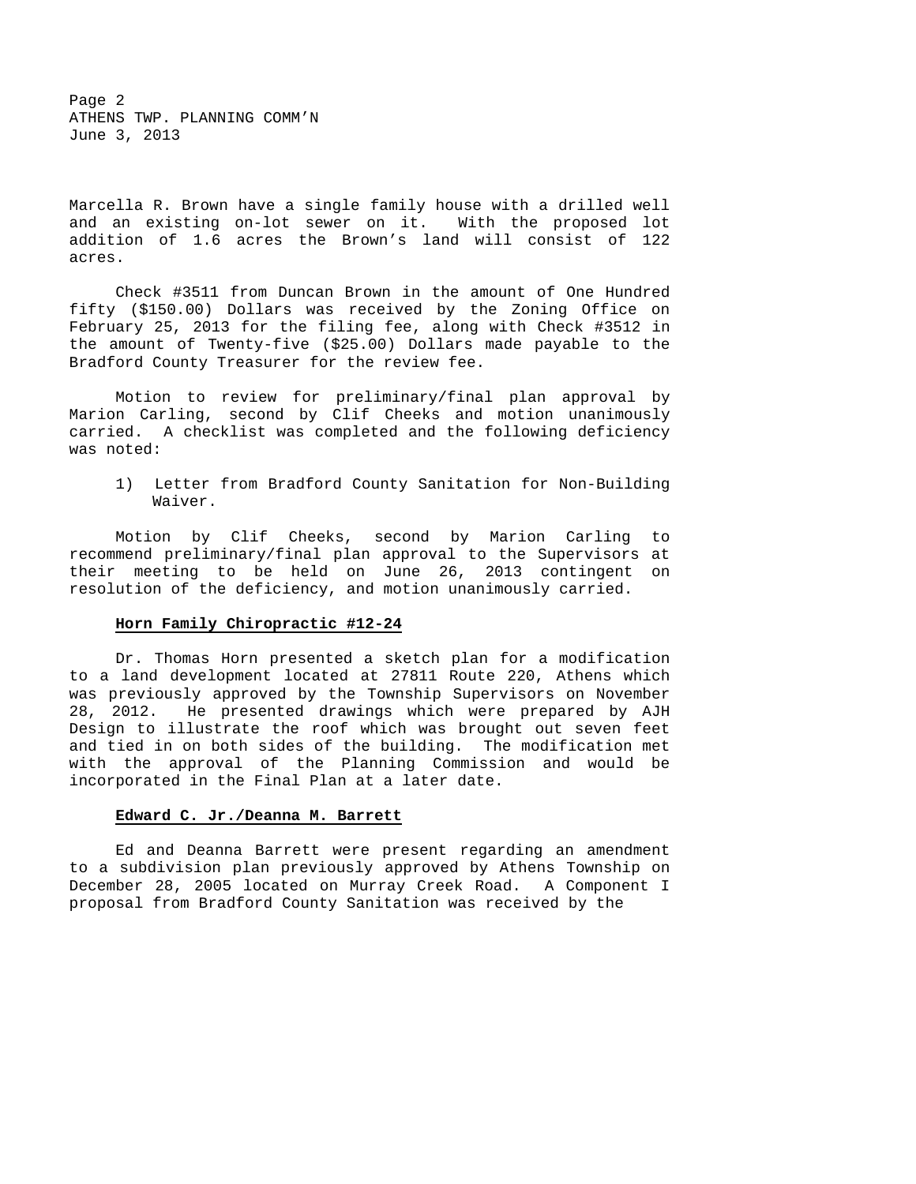Marcella R. Brown have a single family house with a drilled well and an existing on-lot sewer on it. With the proposed lot addition of 1.6 acres the Brown's land will consist of 122 acres.

Check #3511 from Duncan Brown in the amount of One Hundred fifty ($150.00) Dollars was received by the Zoning Office on February 25, 2013 for the filing fee, along with Check #3512 in the amount of Twenty-five ($25.00) Dollars made payable to the Bradford County Treasurer for the review fee.

Motion to review for preliminary/final plan approval by Marion Carling, second by Clif Cheeks and motion unanimously carried. A checklist was completed and the following deficiency was noted:

1) Letter from Bradford County Sanitation for Non-Building Waiver.

Motion by Clif Cheeks, second by Marion Carling to recommend preliminary/final plan approval to the Supervisors at their meeting to be held on June 26, 2013 contingent on resolution of the deficiency, and motion unanimously carried.

**Horn Family Chiropractic #12-24**

Dr. Thomas Horn presented a sketch plan for a modification to a land development located at 27811 Route 220, Athens which was previously approved by the Township Supervisors on November 28, 2012. He presented drawings which were prepared by AJH Design to illustrate the roof which was brought out seven feet and tied in on both sides of the building. The modification met with the approval of the Planning Commission and would be incorporated in the Final Plan at a later date.

**Edward C. Jr./Deanna M. Barrett**

Ed and Deanna Barrett were present regarding an amendment to a subdivision plan previously approved by Athens Township on December 28, 2005 located on Murray Creek Road. A Component I proposal from Bradford County Sanitation was received by the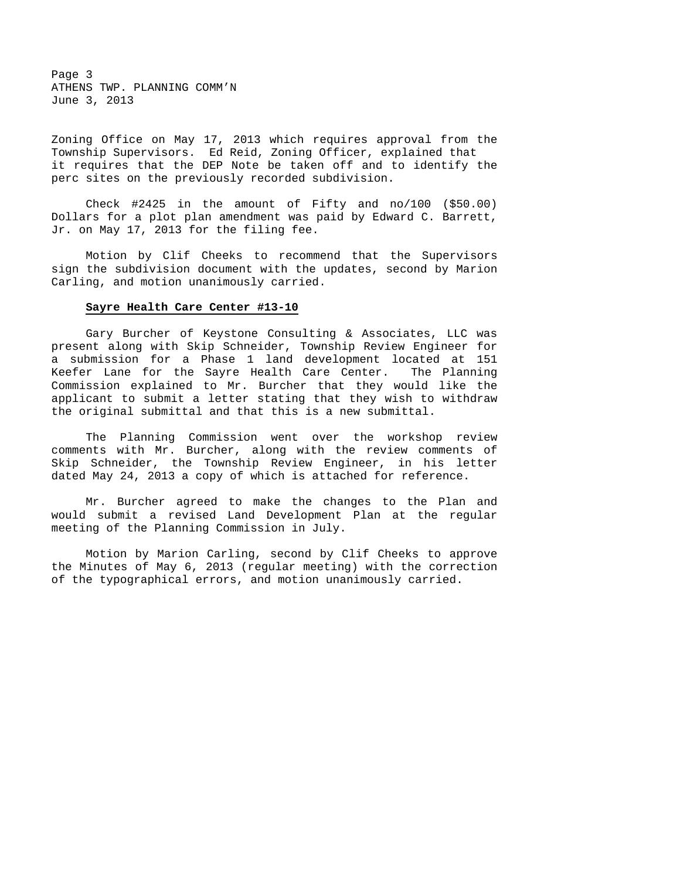Zoning Office on May 17, 2013 which requires approval from the Township Supervisors. Ed Reid, Zoning Officer, explained that it requires that the DEP Note be taken off and to identify the perc sites on the previously recorded subdivision.

Check #2425 in the amount of Fifty and no/100 ($50.00) Dollars for a plot plan amendment was paid by Edward C. Barrett, Jr. on May 17, 2013 for the filing fee.

Motion by Clif Cheeks to recommend that the Supervisors sign the subdivision document with the updates, second by Marion Carling, and motion unanimously carried.

**Sayre Health Care Center #13-10**

Gary Burcher of Keystone Consulting & Associates, LLC was present along with Skip Schneider, Township Review Engineer for a submission for a Phase 1 land development located at 151 Keefer Lane for the Sayre Health Care Center. The Planning Commission explained to Mr. Burcher that they would like the applicant to submit a letter stating that they wish to withdraw the original submittal and that this is a new submittal.

The Planning Commission went over the workshop review comments with Mr. Burcher, along with the review comments of Skip Schneider, the Township Review Engineer, in his letter dated May 24, 2013 a copy of which is attached for reference.

Mr. Burcher agreed to make the changes to the Plan and would submit a revised Land Development Plan at the regular meeting of the Planning Commission in July.

Motion by Marion Carling, second by Clif Cheeks to approve the Minutes of May 6, 2013 (regular meeting) with the correction of the typographical errors, and motion unanimously carried.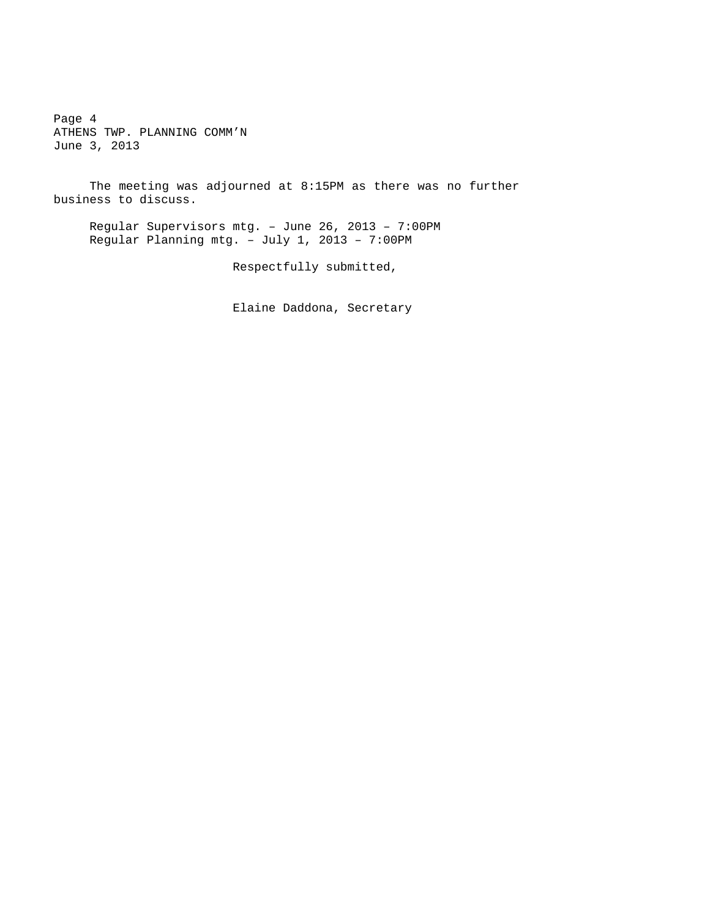The meeting was adjourned at 8:15PM as there was no further business to discuss.

Regular Supervisors mtg. – June 26, 2013 – 7:00PM
Regular Planning mtg. – July 1, 2013 – 7:00PM

Respectfully submitted,

Elaine Daddona, Secretary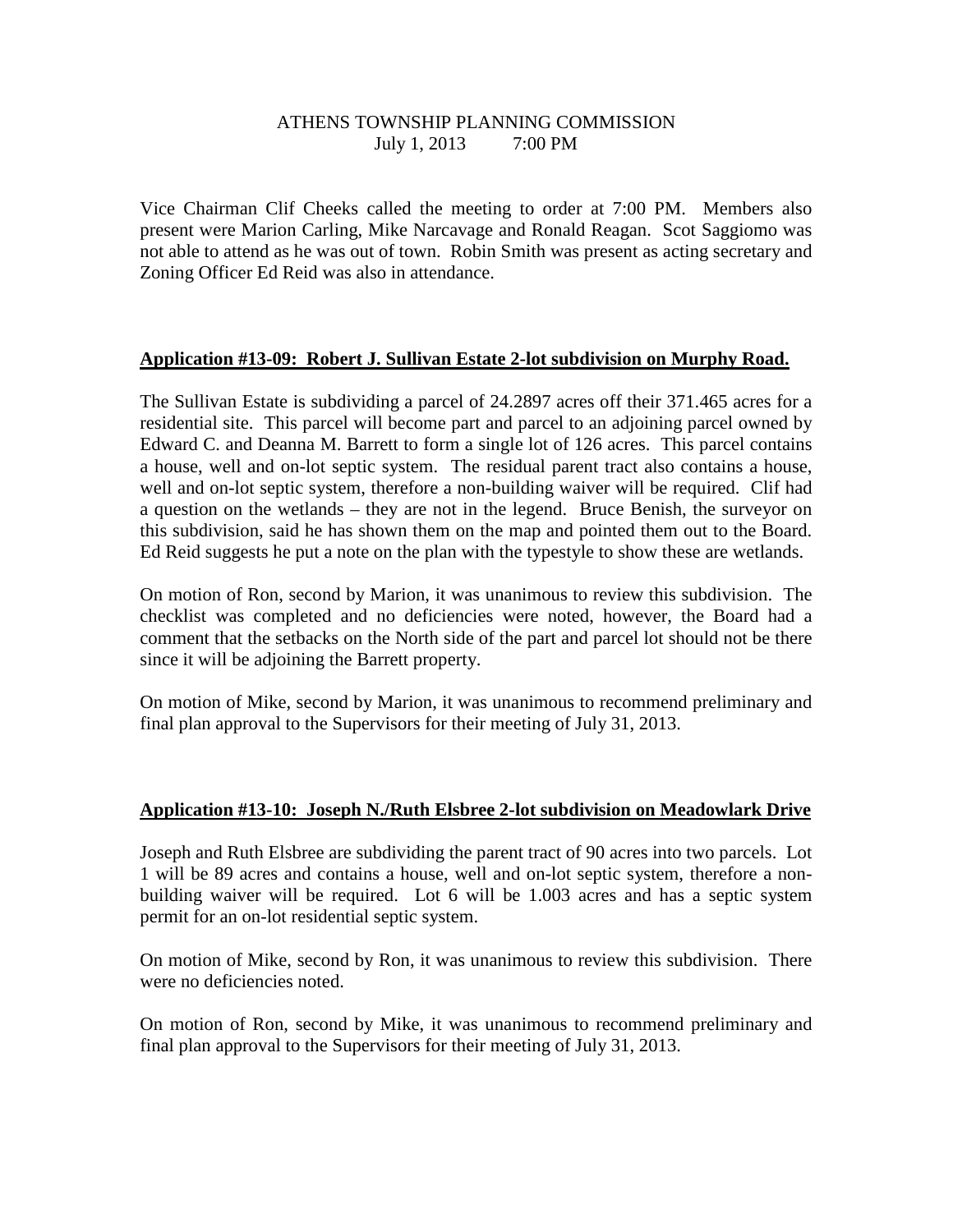ATHENS TOWNSHIP PLANNING COMMISSION
July 1, 2013 7:00 PM

Vice Chairman Clif Cheeks called the meeting to order at 7:00 PM. Members also present were Marion Carling, Mike Narcavage and Ronald Reagan. Scot Saggiomo was not able to attend as he was out of town. Robin Smith was present as acting secretary and Zoning Officer Ed Reid was also in attendance.

**Application #13-09: Robert J. Sullivan Estate 2-lot subdivision on Murphy Road.**

The Sullivan Estate is subdividing a parcel of 24.2897 acres off their 371.465 acres for a residential site. This parcel will become part and parcel to an adjoining parcel owned by Edward C. and Deanna M. Barrett to form a single lot of 126 acres. This parcel contains a house, well and on-lot septic system. The residual parent tract also contains a house, well and on-lot septic system, therefore a non-building waiver will be required. Clif had a question on the wetlands – they are not in the legend. Bruce Benish, the surveyor on this subdivision, said he has shown them on the map and pointed them out to the Board. Ed Reid suggests he put a note on the plan with the typestyle to show these are wetlands.

On motion of Ron, second by Marion, it was unanimous to review this subdivision. The checklist was completed and no deficiencies were noted, however, the Board had a comment that the setbacks on the North side of the part and parcel lot should not be there since it will be adjoining the Barrett property.

On motion of Mike, second by Marion, it was unanimous to recommend preliminary and final plan approval to the Supervisors for their meeting of July 31, 2013.

**Application #13-10: Joseph N./Ruth Elsbree 2-lot subdivision on Meadowlark Drive**

Joseph and Ruth Elsbree are subdividing the parent tract of 90 acres into two parcels. Lot 1 will be 89 acres and contains a house, well and on-lot septic system, therefore a non-building waiver will be required. Lot 6 will be 1.003 acres and has a septic system permit for an on-lot residential septic system.

On motion of Mike, second by Ron, it was unanimous to review this subdivision. There were no deficiencies noted.

On motion of Ron, second by Mike, it was unanimous to recommend preliminary and final plan approval to the Supervisors for their meeting of July 31, 2013.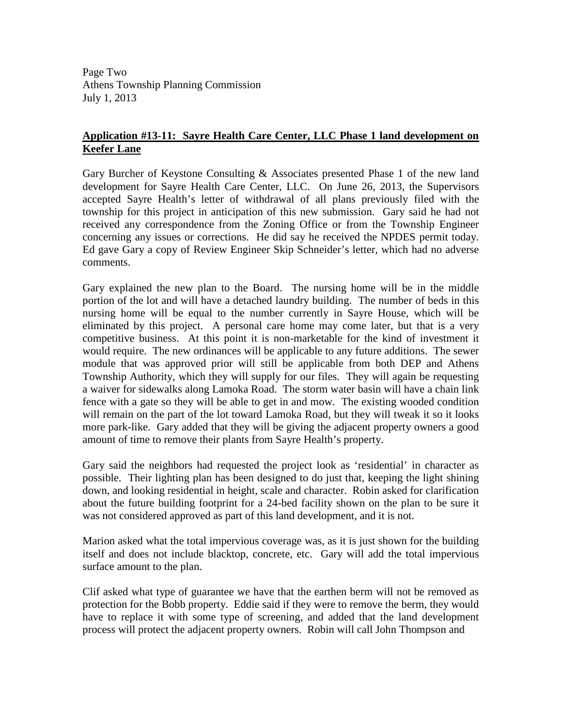**Application #13-11: Sayre Health Care Center, LLC Phase 1 land development on Keefer Lane**

Gary Burcher of Keystone Consulting & Associates presented Phase 1 of the new land development for Sayre Health Care Center, LLC. On June 26, 2013, the Supervisors accepted Sayre Health's letter of withdrawal of all plans previously filed with the township for this project in anticipation of this new submission. Gary said he had not received any correspondence from the Zoning Office or from the Township Engineer concerning any issues or corrections. He did say he received the NPDES permit today. Ed gave Gary a copy of Review Engineer Skip Schneider's letter, which had no adverse comments.

Gary explained the new plan to the Board. The nursing home will be in the middle portion of the lot and will have a detached laundry building. The number of beds in this nursing home will be equal to the number currently in Sayre House, which will be eliminated by this project. A personal care home may come later, but that is a very competitive business. At this point it is non-marketable for the kind of investment it would require. The new ordinances will be applicable to any future additions. The sewer module that was approved prior will still be applicable from both DEP and Athens Township Authority, which they will supply for our files. They will again be requesting a waiver for sidewalks along Lamoka Road. The storm water basin will have a chain link fence with a gate so they will be able to get in and mow. The existing wooded condition will remain on the part of the lot toward Lamoka Road, but they will tweak it so it looks more park-like. Gary added that they will be giving the adjacent property owners a good amount of time to remove their plants from Sayre Health's property.

Gary said the neighbors had requested the project look as 'residential' in character as possible. Their lighting plan has been designed to do just that, keeping the light shining down, and looking residential in height, scale and character. Robin asked for clarification about the future building footprint for a 24-bed facility shown on the plan to be sure it was not considered approved as part of this land development, and it is not.

Marion asked what the total impervious coverage was, as it is just shown for the building itself and does not include blacktop, concrete, etc. Gary will add the total impervious surface amount to the plan.

Clif asked what type of guarantee we have that the earthen berm will not be removed as protection for the Bobb property. Eddie said if they were to remove the berm, they would have to replace it with some type of screening, and added that the land development process will protect the adjacent property owners. Robin will call John Thompson and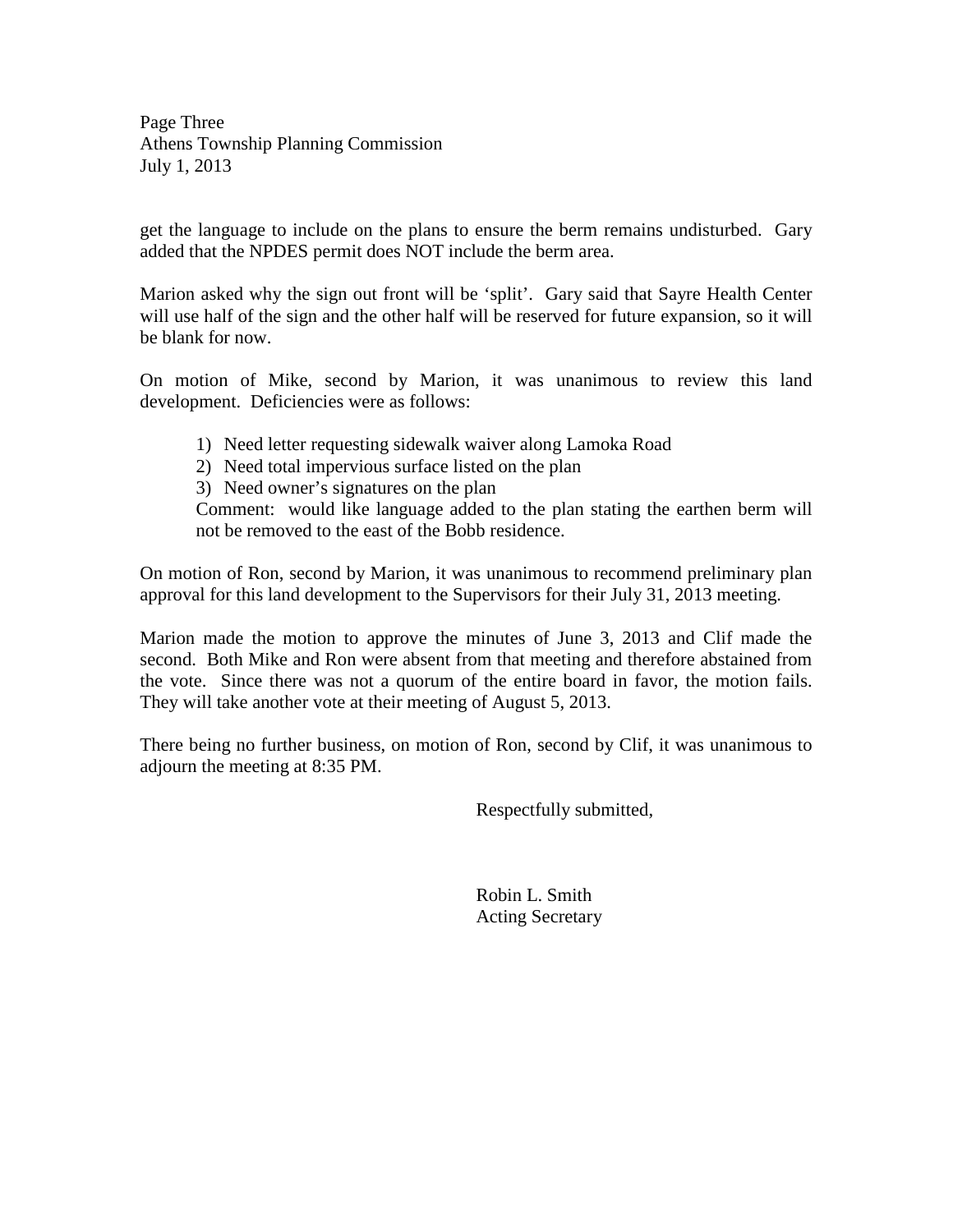get the language to include on the plans to ensure the berm remains undisturbed. Gary added that the NPDES permit does NOT include the berm area.

Marion asked why the sign out front will be 'split'. Gary said that Sayre Health Center will use half of the sign and the other half will be reserved for future expansion, so it will be blank for now.

On motion of Mike, second by Marion, it was unanimous to review this land development. Deficiencies were as follows:

1) Need letter requesting sidewalk waiver along Lamoka Road
2) Need total impervious surface listed on the plan
3) Need owner's signatures on the plan

Comment: would like language added to the plan stating the earthen berm will not be removed to the east of the Bobb residence.

On motion of Ron, second by Marion, it was unanimous to recommend preliminary plan approval for this land development to the Supervisors for their July 31, 2013 meeting.

Marion made the motion to approve the minutes of June 3, 2013 and Clif made the second. Both Mike and Ron were absent from that meeting and therefore abstained from the vote. Since there was not a quorum of the entire board in favor, the motion fails. They will take another vote at their meeting of August 5, 2013.

There being no further business, on motion of Ron, second by Clif, it was unanimous to adjourn the meeting at 8:35 PM.

Respectfully submitted,

Robin L. Smith
Acting Secretary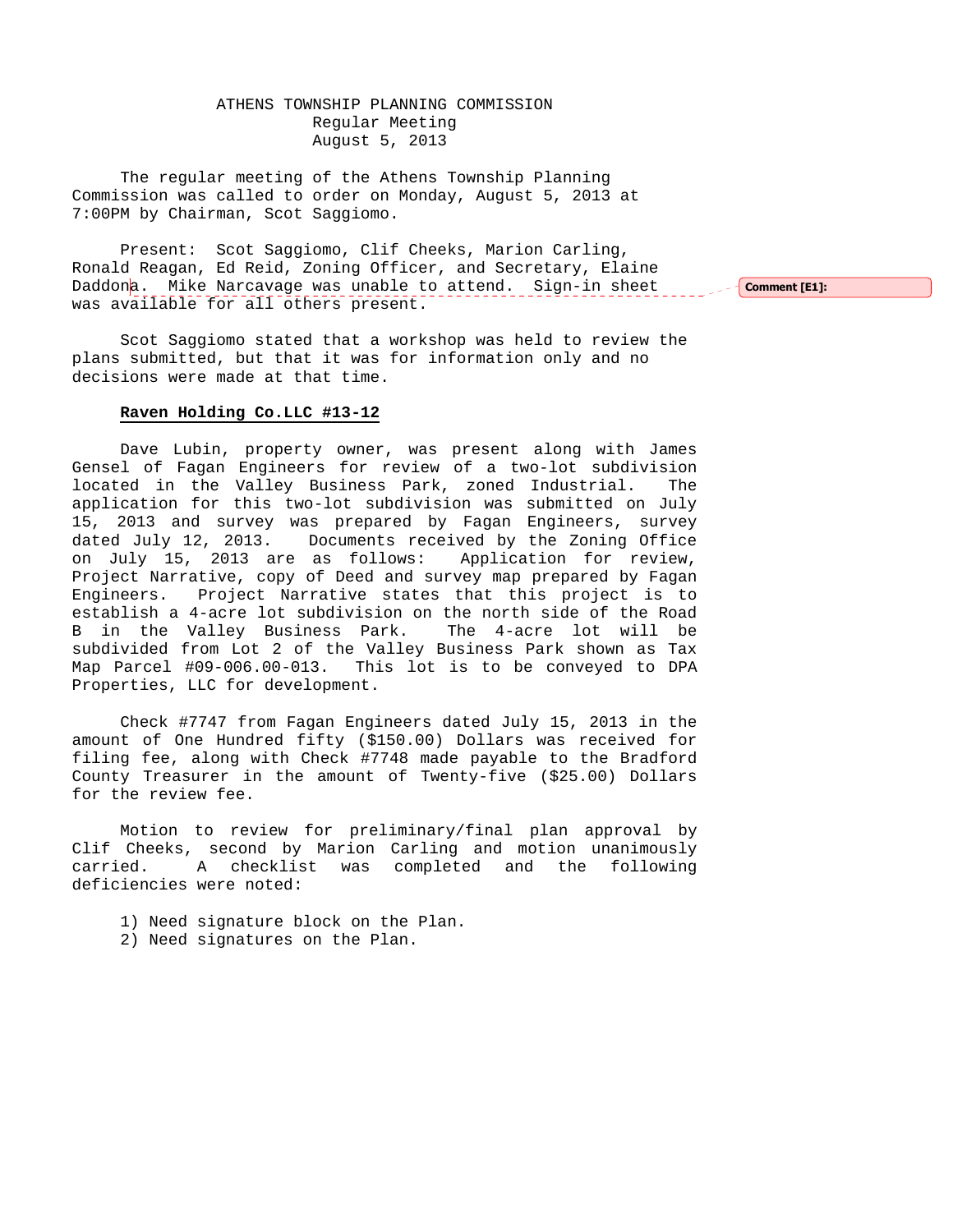ATHENS TOWNSHIP PLANNING COMMISSION
Regular Meeting
August 5, 2013

The regular meeting of the Athens Township Planning Commission was called to order on Monday, August 5, 2013 at 7:00PM by Chairman, Scot Saggiomo.

Present: Scot Saggiomo, Clif Cheeks, Marion Carling, Ronald Reagan, Ed Reid, Zoning Officer, and Secretary, Elaine Daddona. Mike Narcavage was unable to attend. Sign-in sheet was available for all others present.

Comment [E1]:

Scot Saggiomo stated that a workshop was held to review the plans submitted, but that it was for information only and no decisions were made at that time.

**Raven Holding Co.LLC #13-12**

Dave Lubin, property owner, was present along with James Gensel of Fagan Engineers for review of a two-lot subdivision located in the Valley Business Park, zoned Industrial. The application for this two-lot subdivision was submitted on July 15, 2013 and survey was prepared by Fagan Engineers, survey dated July 12, 2013. Documents received by the Zoning Office on July 15, 2013 are as follows: Application for review, Project Narrative, copy of Deed and survey map prepared by Fagan Engineers. Project Narrative states that this project is to establish a 4-acre lot subdivision on the north side of the Road B in the Valley Business Park. The 4-acre lot will be subdivided from Lot 2 of the Valley Business Park shown as Tax Map Parcel #09-006.00-013. This lot is to be conveyed to DPA Properties, LLC for development.

Check #7747 from Fagan Engineers dated July 15, 2013 in the amount of One Hundred fifty ($150.00) Dollars was received for filing fee, along with Check #7748 made payable to the Bradford County Treasurer in the amount of Twenty-five ($25.00) Dollars for the review fee.

Motion to review for preliminary/final plan approval by Clif Cheeks, second by Marion Carling and motion unanimously carried. A checklist was completed and the following deficiencies were noted:

1) Need signature block on the Plan.
2) Need signatures on the Plan.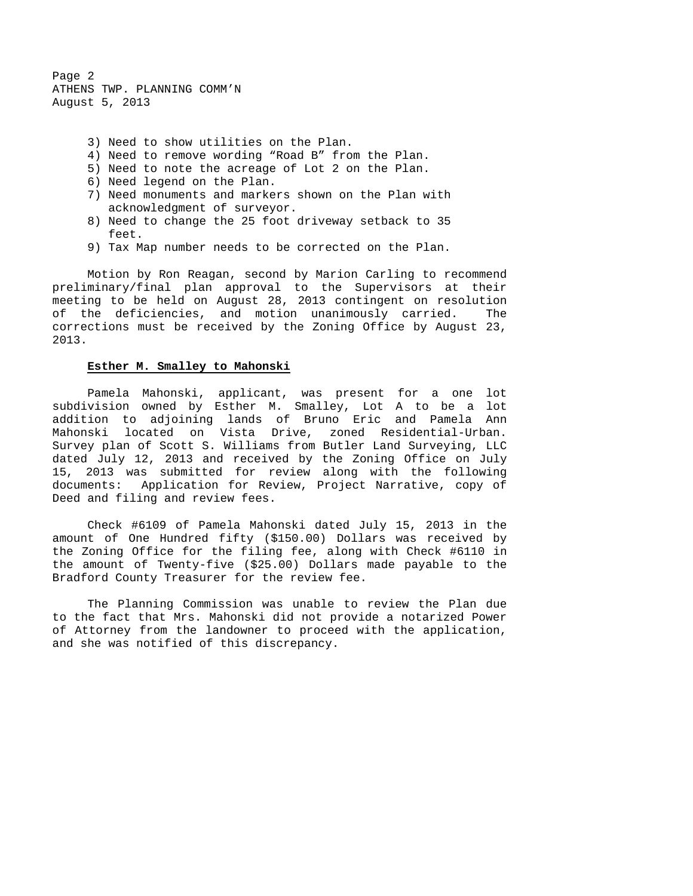3) Need to show utilities on the Plan.
4) Need to remove wording “Road B” from the Plan.
5) Need to note the acreage of Lot 2 on the Plan.
6) Need legend on the Plan.
7) Need monuments and markers shown on the Plan with acknowledgment of surveyor.
8) Need to change the 25 foot driveway setback to 35 feet.
9) Tax Map number needs to be corrected on the Plan.

Motion by Ron Reagan, second by Marion Carling to recommend preliminary/final plan approval to the Supervisors at their meeting to be held on August 28, 2013 contingent on resolution of the deficiencies, and motion unanimously carried. The corrections must be received by the Zoning Office by August 23, 2013.

**Esther M. Smalley to Mahonski**

Pamela Mahonski, applicant, was present for a one lot subdivision owned by Esther M. Smalley, Lot A to be a lot addition to adjoining lands of Bruno Eric and Pamela Ann Mahonski located on Vista Drive, zoned Residential-Urban. Survey plan of Scott S. Williams from Butler Land Surveying, LLC dated July 12, 2013 and received by the Zoning Office on July 15, 2013 was submitted for review along with the following documents: Application for Review, Project Narrative, copy of Deed and filing and review fees.

Check #6109 of Pamela Mahonski dated July 15, 2013 in the amount of One Hundred fifty ($150.00) Dollars was received by the Zoning Office for the filing fee, along with Check #6110 in the amount of Twenty-five ($25.00) Dollars made payable to the Bradford County Treasurer for the review fee.

The Planning Commission was unable to review the Plan due to the fact that Mrs. Mahonski did not provide a notarized Power of Attorney from the landowner to proceed with the application, and she was notified of this discrepancy.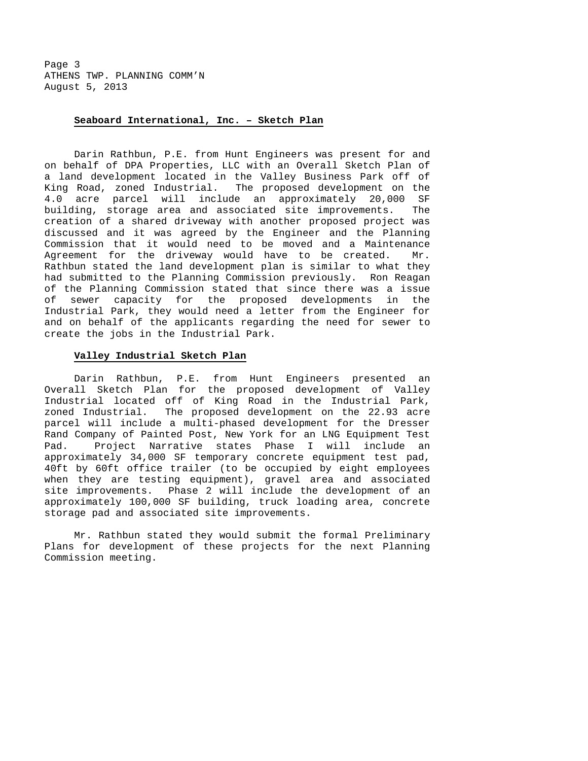**Seaboard International, Inc. – Sketch Plan**

Darin Rathbun, P.E. from Hunt Engineers was present for and on behalf of DPA Properties, LLC with an Overall Sketch Plan of a land development located in the Valley Business Park off of King Road, zoned Industrial. The proposed development on the 4.0 acre parcel will include an approximately 20,000 SF building, storage area and associated site improvements. The creation of a shared driveway with another proposed project was discussed and it was agreed by the Engineer and the Planning Commission that it would need to be moved and a Maintenance Agreement for the driveway would have to be created. Mr. Rathbun stated the land development plan is similar to what they had submitted to the Planning Commission previously. Ron Reagan of the Planning Commission stated that since there was a issue of sewer capacity for the proposed developments in the Industrial Park, they would need a letter from the Engineer for and on behalf of the applicants regarding the need for sewer to create the jobs in the Industrial Park.

**Valley Industrial Sketch Plan**

Darin Rathbun, P.E. from Hunt Engineers presented an Overall Sketch Plan for the proposed development of Valley Industrial located off of King Road in the Industrial Park, zoned Industrial. The proposed development on the 22.93 acre parcel will include a multi-phased development for the Dresser Rand Company of Painted Post, New York for an LNG Equipment Test Pad. Project Narrative states Phase I will include an approximately 34,000 SF temporary concrete equipment test pad, 40ft by 60ft office trailer (to be occupied by eight employees when they are testing equipment), gravel area and associated site improvements. Phase 2 will include the development of an approximately 100,000 SF building, truck loading area, concrete storage pad and associated site improvements.

Mr. Rathbun stated they would submit the formal Preliminary Plans for development of these projects for the next Planning Commission meeting.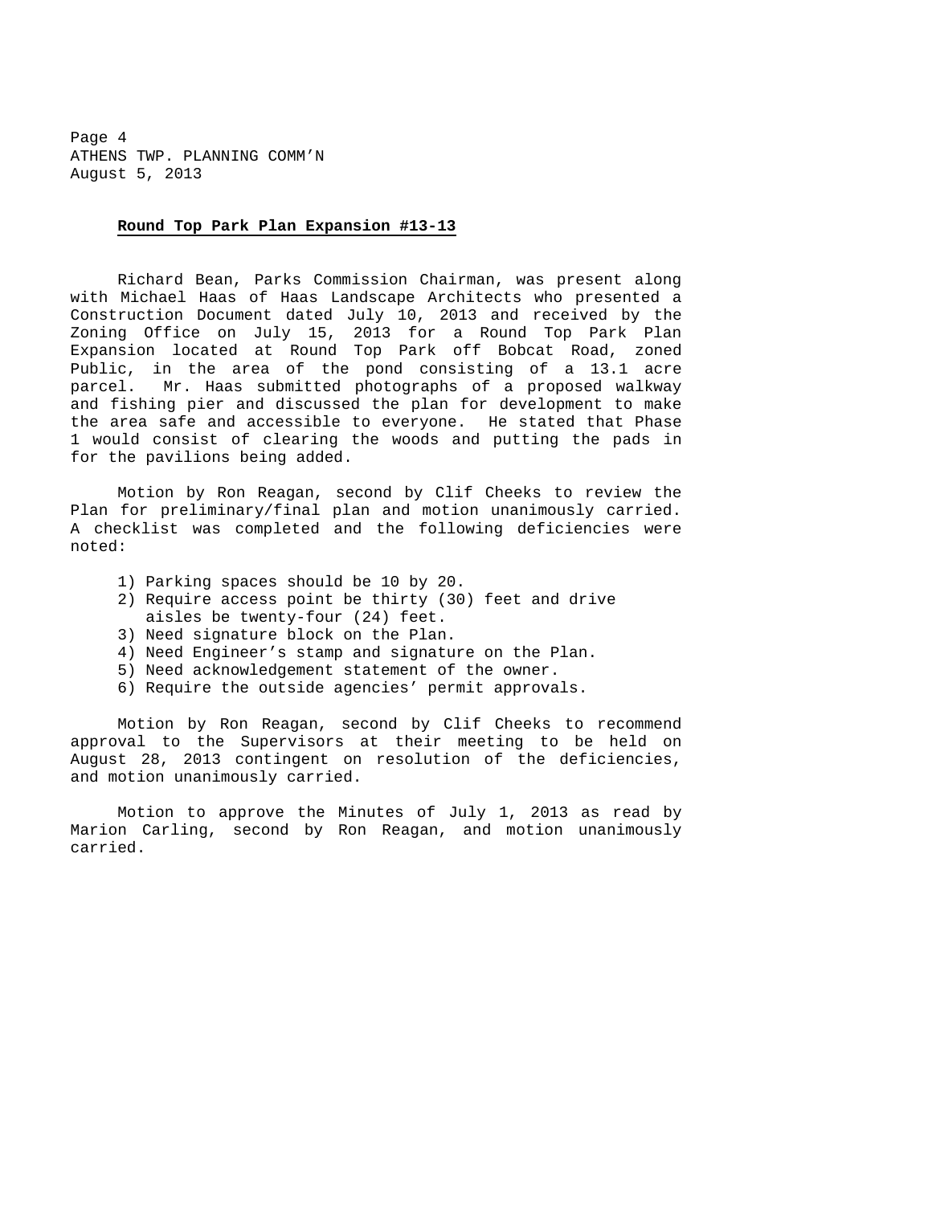**Round Top Park Plan Expansion #13-13**

Richard Bean, Parks Commission Chairman, was present along with Michael Haas of Haas Landscape Architects who presented a Construction Document dated July 10, 2013 and received by the Zoning Office on July 15, 2013 for a Round Top Park Plan Expansion located at Round Top Park off Bobcat Road, zoned Public, in the area of the pond consisting of a 13.1 acre parcel. Mr. Haas submitted photographs of a proposed walkway and fishing pier and discussed the plan for development to make the area safe and accessible to everyone. He stated that Phase 1 would consist of clearing the woods and putting the pads in for the pavilions being added.

Motion by Ron Reagan, second by Clif Cheeks to review the Plan for preliminary/final plan and motion unanimously carried. A checklist was completed and the following deficiencies were noted:

1) Parking spaces should be 10 by 20.
2) Require access point be thirty (30) feet and drive aisles be twenty-four (24) feet.
3) Need signature block on the Plan.
4) Need Engineer's stamp and signature on the Plan.
5) Need acknowledgement statement of the owner.
6) Require the outside agencies' permit approvals.

Motion by Ron Reagan, second by Clif Cheeks to recommend approval to the Supervisors at their meeting to be held on August 28, 2013 contingent on resolution of the deficiencies, and motion unanimously carried.

Motion to approve the Minutes of July 1, 2013 as read by Marion Carling, second by Ron Reagan, and motion unanimously carried.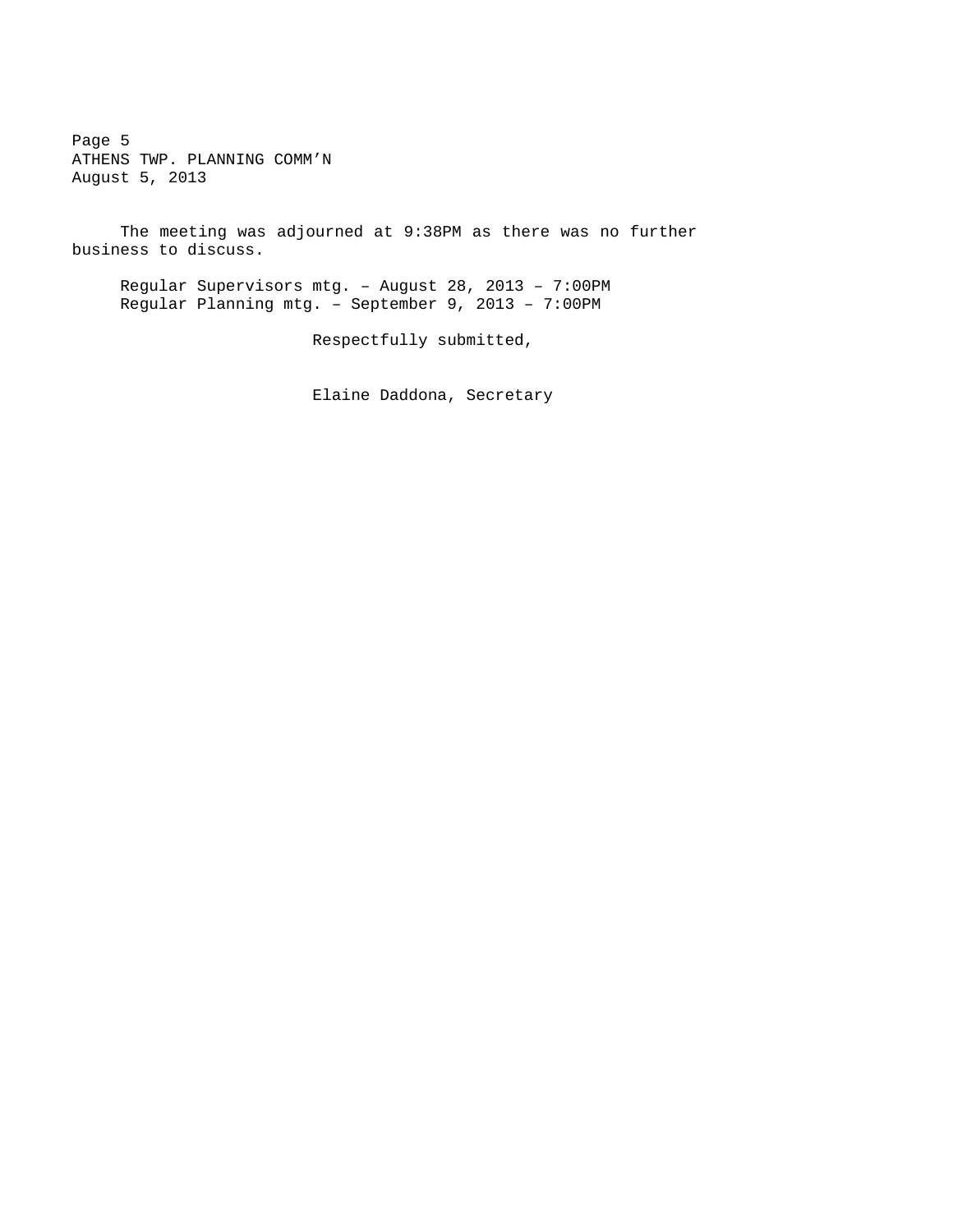The meeting was adjourned at 9:38PM as there was no further business to discuss.

Regular Supervisors mtg. – August 28, 2013 – 7:00PM
Regular Planning mtg. – September 9, 2013 – 7:00PM

Respectfully submitted,

Elaine Daddona, Secretary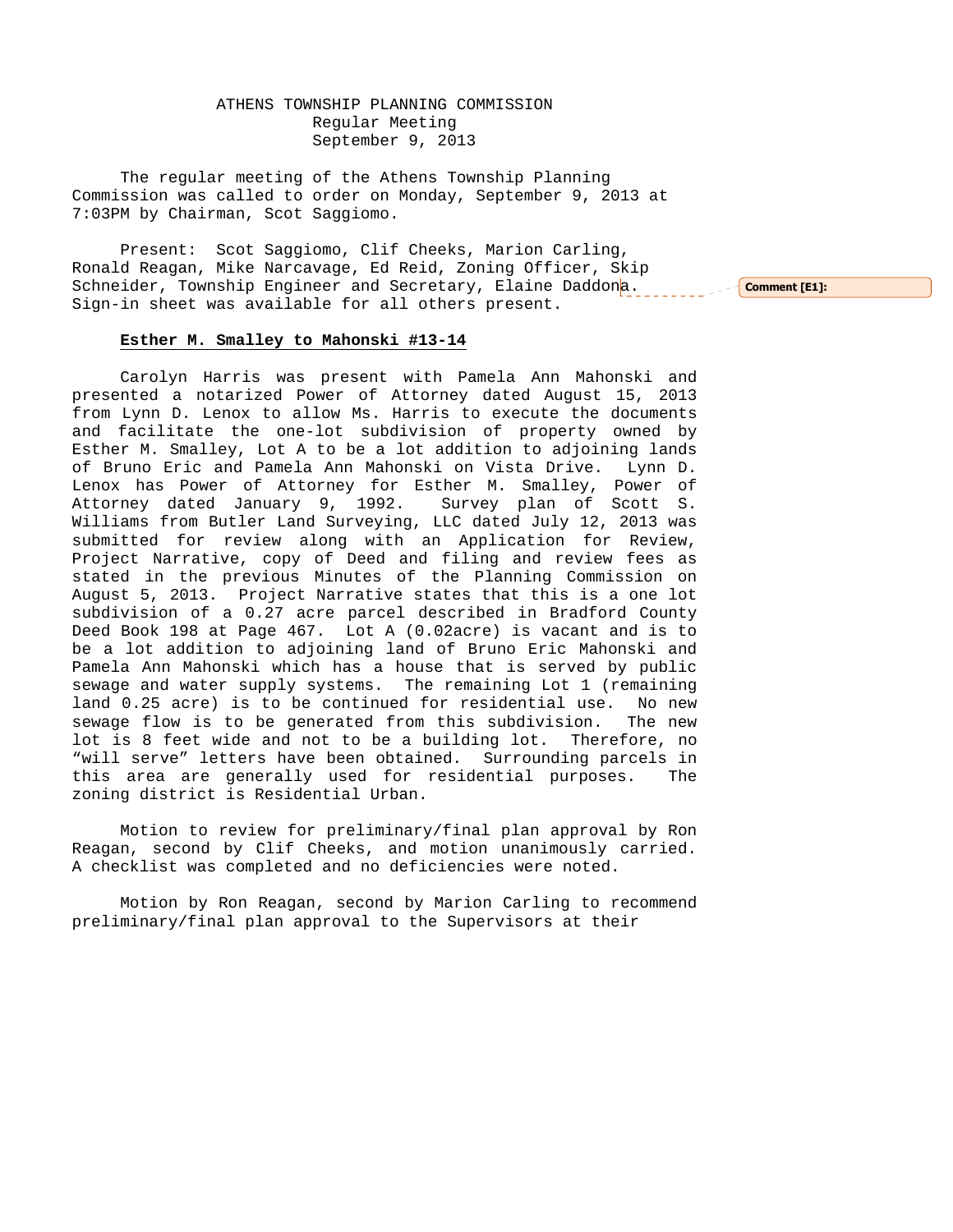ATHENS TOWNSHIP PLANNING COMMISSION
Regular Meeting
September 9, 2013

The regular meeting of the Athens Township Planning Commission was called to order on Monday, September 9, 2013 at 7:03PM by Chairman, Scot Saggiomo.

Present: Scot Saggiomo, Clif Cheeks, Marion Carling, Ronald Reagan, Mike Narcavage, Ed Reid, Zoning Officer, Skip Schneider, Township Engineer and Secretary, Elaine Daddona. Sign-in sheet was available for all others present.

Comment [E1]:

**Esther M. Smalley to Mahonski #13-14**

Carolyn Harris was present with Pamela Ann Mahonski and presented a notarized Power of Attorney dated August 15, 2013 from Lynn D. Lenox to allow Ms. Harris to execute the documents and facilitate the one-lot subdivision of property owned by Esther M. Smalley, Lot A to be a lot addition to adjoining lands of Bruno Eric and Pamela Ann Mahonski on Vista Drive. Lynn D. Lenox has Power of Attorney for Esther M. Smalley, Power of Attorney dated January 9, 1992. Survey plan of Scott S. Williams from Butler Land Surveying, LLC dated July 12, 2013 was submitted for review along with an Application for Review, Project Narrative, copy of Deed and filing and review fees as stated in the previous Minutes of the Planning Commission on August 5, 2013. Project Narrative states that this is a one lot subdivision of a 0.27 acre parcel described in Bradford County Deed Book 198 at Page 467. Lot A (0.02acre) is vacant and is to be a lot addition to adjoining land of Bruno Eric Mahonski and Pamela Ann Mahonski which has a house that is served by public sewage and water supply systems. The remaining Lot 1 (remaining land 0.25 acre) is to be continued for residential use. No new sewage flow is to be generated from this subdivision. The new lot is 8 feet wide and not to be a building lot. Therefore, no "will serve" letters have been obtained. Surrounding parcels in this area are generally used for residential purposes. The zoning district is Residential Urban.

Motion to review for preliminary/final plan approval by Ron Reagan, second by Clif Cheeks, and motion unanimously carried. A checklist was completed and no deficiencies were noted.

Motion by Ron Reagan, second by Marion Carling to recommend preliminary/final plan approval to the Supervisors at their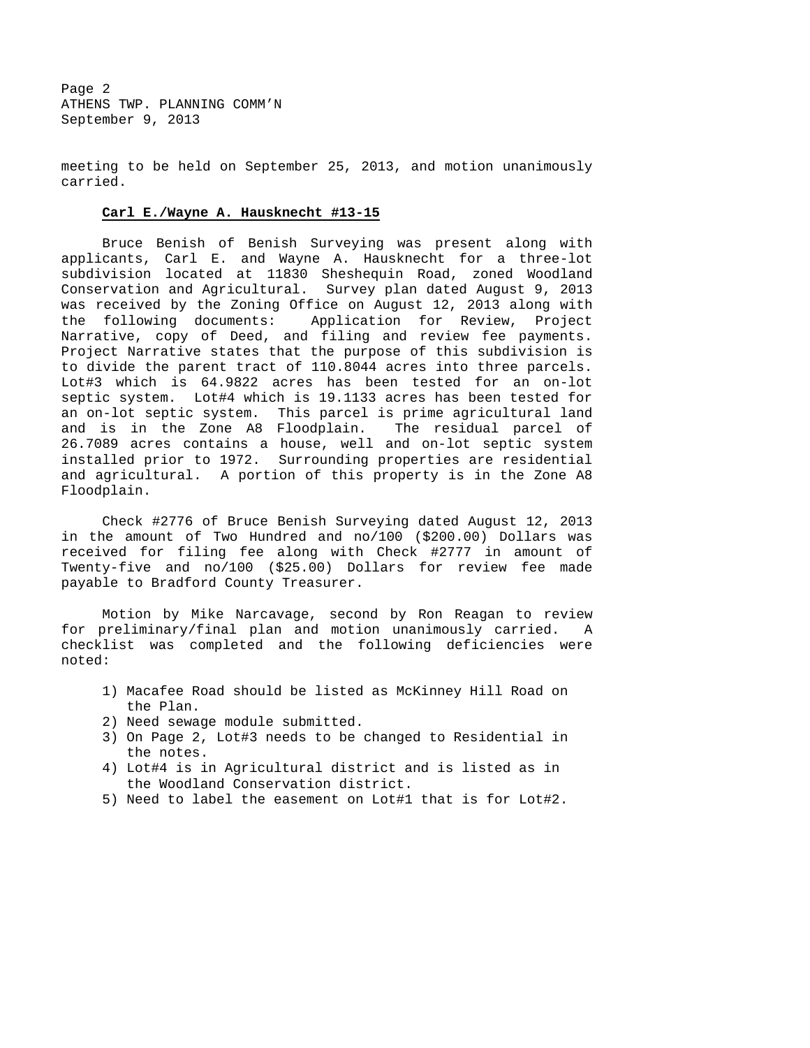meeting to be held on September 25, 2013, and motion unanimously carried.

**Carl E./Wayne A. Hausknecht #13-15**

Bruce Benish of Benish Surveying was present along with applicants, Carl E. and Wayne A. Hausknecht for a three-lot subdivision located at 11830 Sheshequin Road, zoned Woodland Conservation and Agricultural. Survey plan dated August 9, 2013 was received by the Zoning Office on August 12, 2013 along with the following documents: Application for Review, Project Narrative, copy of Deed, and filing and review fee payments. Project Narrative states that the purpose of this subdivision is to divide the parent tract of 110.8044 acres into three parcels. Lot#3 which is 64.9822 acres has been tested for an on-lot septic system. Lot#4 which is 19.1133 acres has been tested for an on-lot septic system. This parcel is prime agricultural land and is in the Zone A8 Floodplain. The residual parcel of 26.7089 acres contains a house, well and on-lot septic system installed prior to 1972. Surrounding properties are residential and agricultural. A portion of this property is in the Zone A8 Floodplain.

Check #2776 of Bruce Benish Surveying dated August 12, 2013 in the amount of Two Hundred and no/100 ($200.00) Dollars was received for filing fee along with Check #2777 in amount of Twenty-five and no/100 ($25.00) Dollars for review fee made payable to Bradford County Treasurer.

Motion by Mike Narcavage, second by Ron Reagan to review for preliminary/final plan and motion unanimously carried. A checklist was completed and the following deficiencies were noted:

1) Macafee Road should be listed as McKinney Hill Road on the Plan.
2) Need sewage module submitted.
3) On Page 2, Lot#3 needs to be changed to Residential in the notes.
4) Lot#4 is in Agricultural district and is listed as in the Woodland Conservation district.
5) Need to label the easement on Lot#1 that is for Lot#2.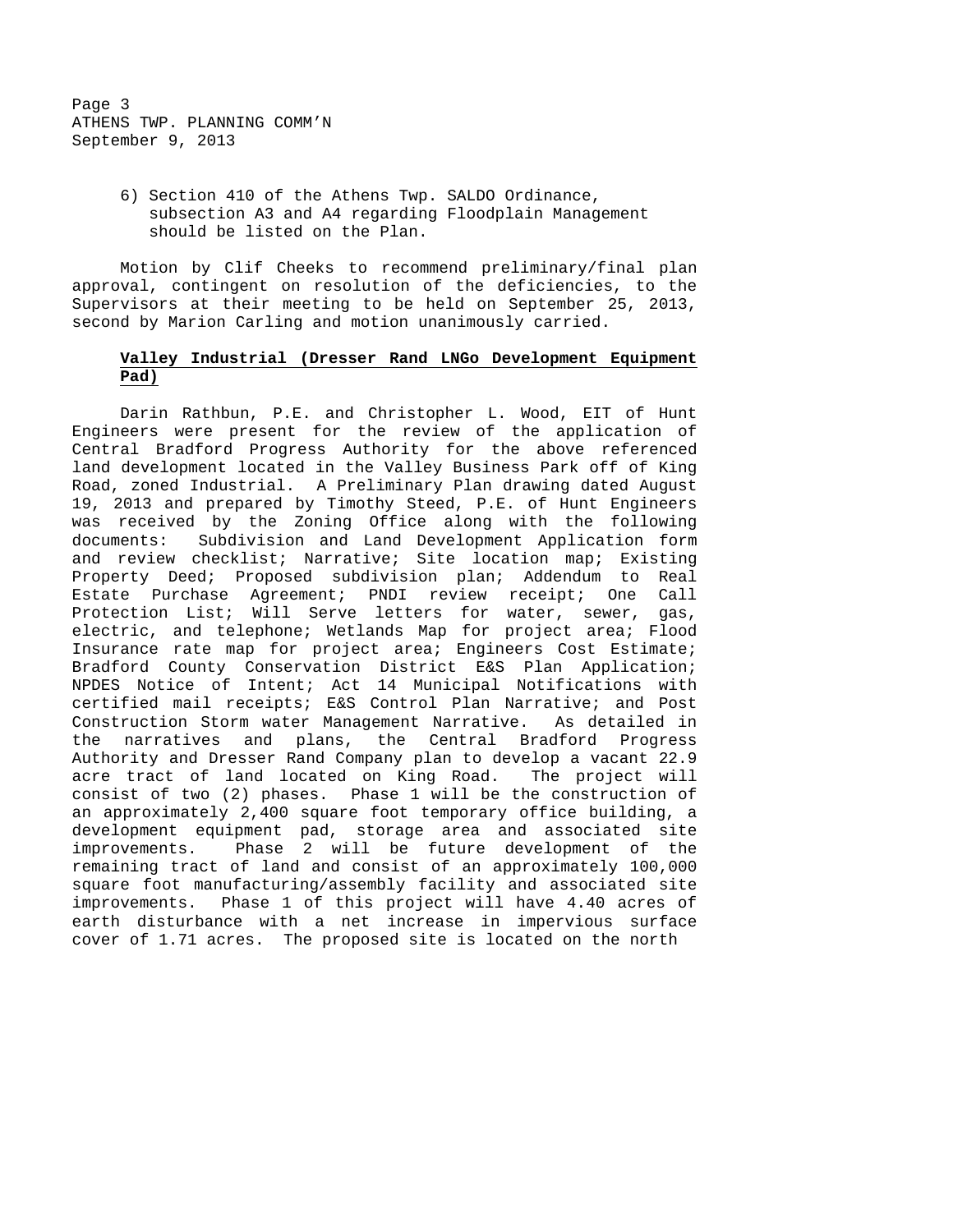6) Section 410 of the Athens Twp. SALDO Ordinance, subsection A3 and A4 regarding Floodplain Management should be listed on the Plan.

Motion by Clif Cheeks to recommend preliminary/final plan approval, contingent on resolution of the deficiencies, to the Supervisors at their meeting to be held on September 25, 2013, second by Marion Carling and motion unanimously carried.

**Valley Industrial (Dresser Rand LNGo Development Equipment Pad)**

Darin Rathbun, P.E. and Christopher L. Wood, EIT of Hunt Engineers were present for the review of the application of Central Bradford Progress Authority for the above referenced land development located in the Valley Business Park off of King Road, zoned Industrial. A Preliminary Plan drawing dated August 19, 2013 and prepared by Timothy Steed, P.E. of Hunt Engineers was received by the Zoning Office along with the following documents: Subdivision and Land Development Application form and review checklist; Narrative; Site location map; Existing Property Deed; Proposed subdivision plan; Addendum to Real Estate Purchase Agreement; PNDI review receipt; One Call Protection List; Will Serve letters for water, sewer, gas, electric, and telephone; Wetlands Map for project area; Flood Insurance rate map for project area; Engineers Cost Estimate; Bradford County Conservation District E&S Plan Application; NPDES Notice of Intent; Act 14 Municipal Notifications with certified mail receipts; E&S Control Plan Narrative; and Post Construction Storm water Management Narrative. As detailed in the narratives and plans, the Central Bradford Progress Authority and Dresser Rand Company plan to develop a vacant 22.9 acre tract of land located on King Road. The project will consist of two (2) phases. Phase 1 will be the construction of an approximately 2,400 square foot temporary office building, a development equipment pad, storage area and associated site improvements. Phase 2 will be future development of the remaining tract of land and consist of an approximately 100,000 square foot manufacturing/assembly facility and associated site improvements. Phase 1 of this project will have 4.40 acres of earth disturbance with a net increase in impervious surface cover of 1.71 acres. The proposed site is located on the north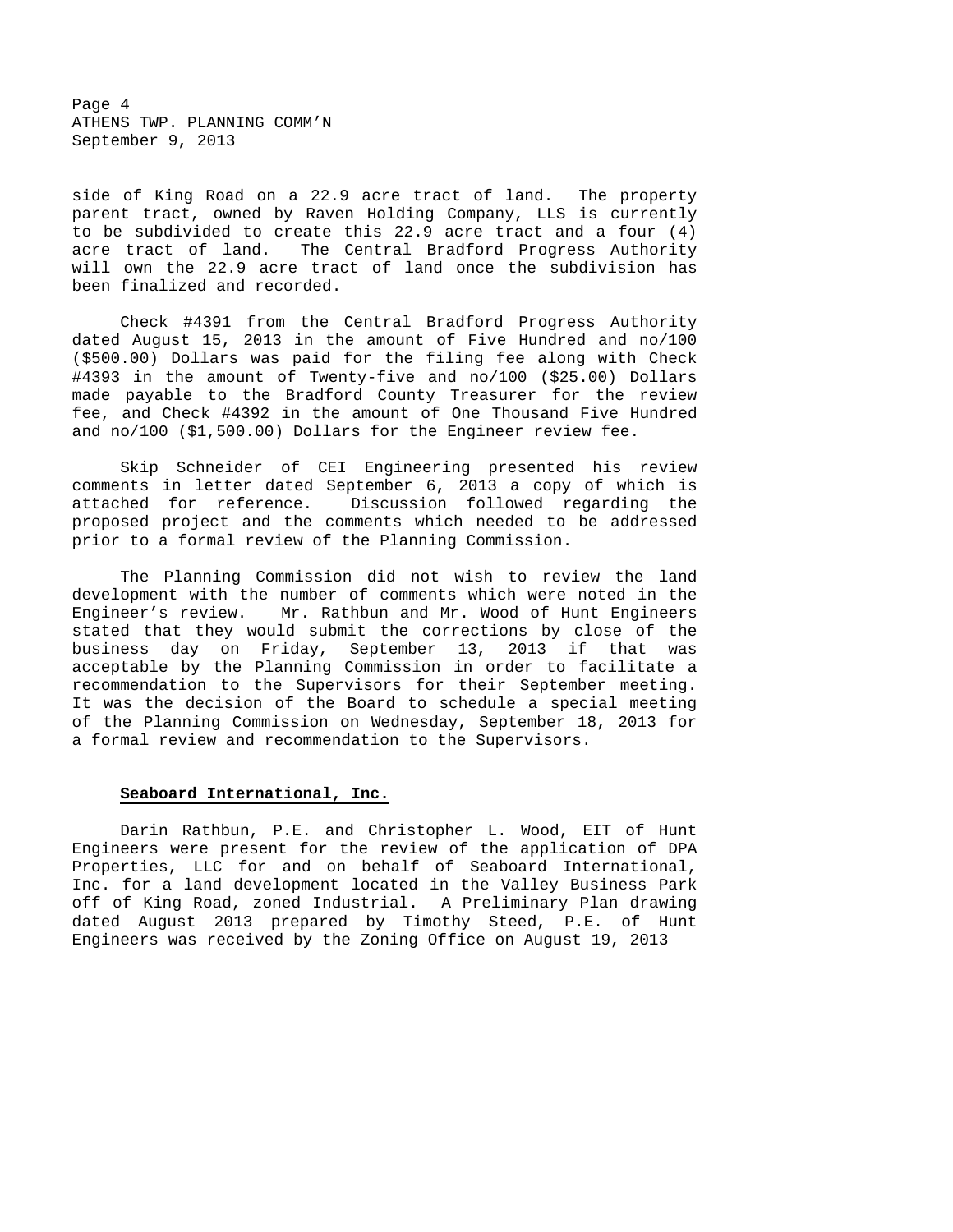side of King Road on a 22.9 acre tract of land. The property parent tract, owned by Raven Holding Company, LLS is currently to be subdivided to create this 22.9 acre tract and a four (4) acre tract of land. The Central Bradford Progress Authority will own the 22.9 acre tract of land once the subdivision has been finalized and recorded.

Check #4391 from the Central Bradford Progress Authority dated August 15, 2013 in the amount of Five Hundred and no/100 ($500.00) Dollars was paid for the filing fee along with Check #4393 in the amount of Twenty-five and no/100 ($25.00) Dollars made payable to the Bradford County Treasurer for the review fee, and Check #4392 in the amount of One Thousand Five Hundred and no/100 ($1,500.00) Dollars for the Engineer review fee.

Skip Schneider of CEI Engineering presented his review comments in letter dated September 6, 2013 a copy of which is attached for reference. Discussion followed regarding the proposed project and the comments which needed to be addressed prior to a formal review of the Planning Commission.

The Planning Commission did not wish to review the land development with the number of comments which were noted in the Engineer's review. Mr. Rathbun and Mr. Wood of Hunt Engineers stated that they would submit the corrections by close of the business day on Friday, September 13, 2013 if that was acceptable by the Planning Commission in order to facilitate a recommendation to the Supervisors for their September meeting. It was the decision of the Board to schedule a special meeting of the Planning Commission on Wednesday, September 18, 2013 for a formal review and recommendation to the Supervisors.

**Seaboard International, Inc.**

Darin Rathbun, P.E. and Christopher L. Wood, EIT of Hunt Engineers were present for the review of the application of DPA Properties, LLC for and on behalf of Seaboard International, Inc. for a land development located in the Valley Business Park off of King Road, zoned Industrial. A Preliminary Plan drawing dated August 2013 prepared by Timothy Steed, P.E. of Hunt Engineers was received by the Zoning Office on August 19, 2013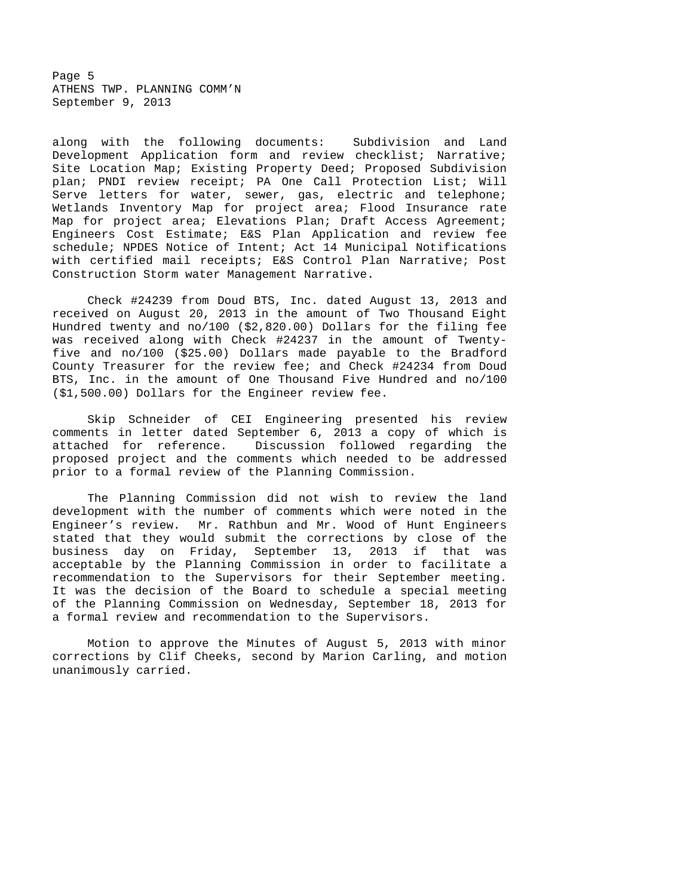along with the following documents: Subdivision and Land Development Application form and review checklist; Narrative; Site Location Map; Existing Property Deed; Proposed Subdivision plan; PNDI review receipt; PA One Call Protection List; Will Serve letters for water, sewer, gas, electric and telephone; Wetlands Inventory Map for project area; Flood Insurance rate Map for project area; Elevations Plan; Draft Access Agreement; Engineers Cost Estimate; E&S Plan Application and review fee schedule; NPDES Notice of Intent; Act 14 Municipal Notifications with certified mail receipts; E&S Control Plan Narrative; Post Construction Storm water Management Narrative.

Check #24239 from Doud BTS, Inc. dated August 13, 2013 and received on August 20, 2013 in the amount of Two Thousand Eight Hundred twenty and no/100 ($2,820.00) Dollars for the filing fee was received along with Check #24237 in the amount of Twenty-five and no/100 ($25.00) Dollars made payable to the Bradford County Treasurer for the review fee; and Check #24234 from Doud BTS, Inc. in the amount of One Thousand Five Hundred and no/100 ($1,500.00) Dollars for the Engineer review fee.

Skip Schneider of CEI Engineering presented his review comments in letter dated September 6, 2013 a copy of which is attached for reference. Discussion followed regarding the proposed project and the comments which needed to be addressed prior to a formal review of the Planning Commission.

The Planning Commission did not wish to review the land development with the number of comments which were noted in the Engineer's review. Mr. Rathbun and Mr. Wood of Hunt Engineers stated that they would submit the corrections by close of the business day on Friday, September 13, 2013 if that was acceptable by the Planning Commission in order to facilitate a recommendation to the Supervisors for their September meeting. It was the decision of the Board to schedule a special meeting of the Planning Commission on Wednesday, September 18, 2013 for a formal review and recommendation to the Supervisors.

Motion to approve the Minutes of August 5, 2013 with minor corrections by Clif Cheeks, second by Marion Carling, and motion unanimously carried.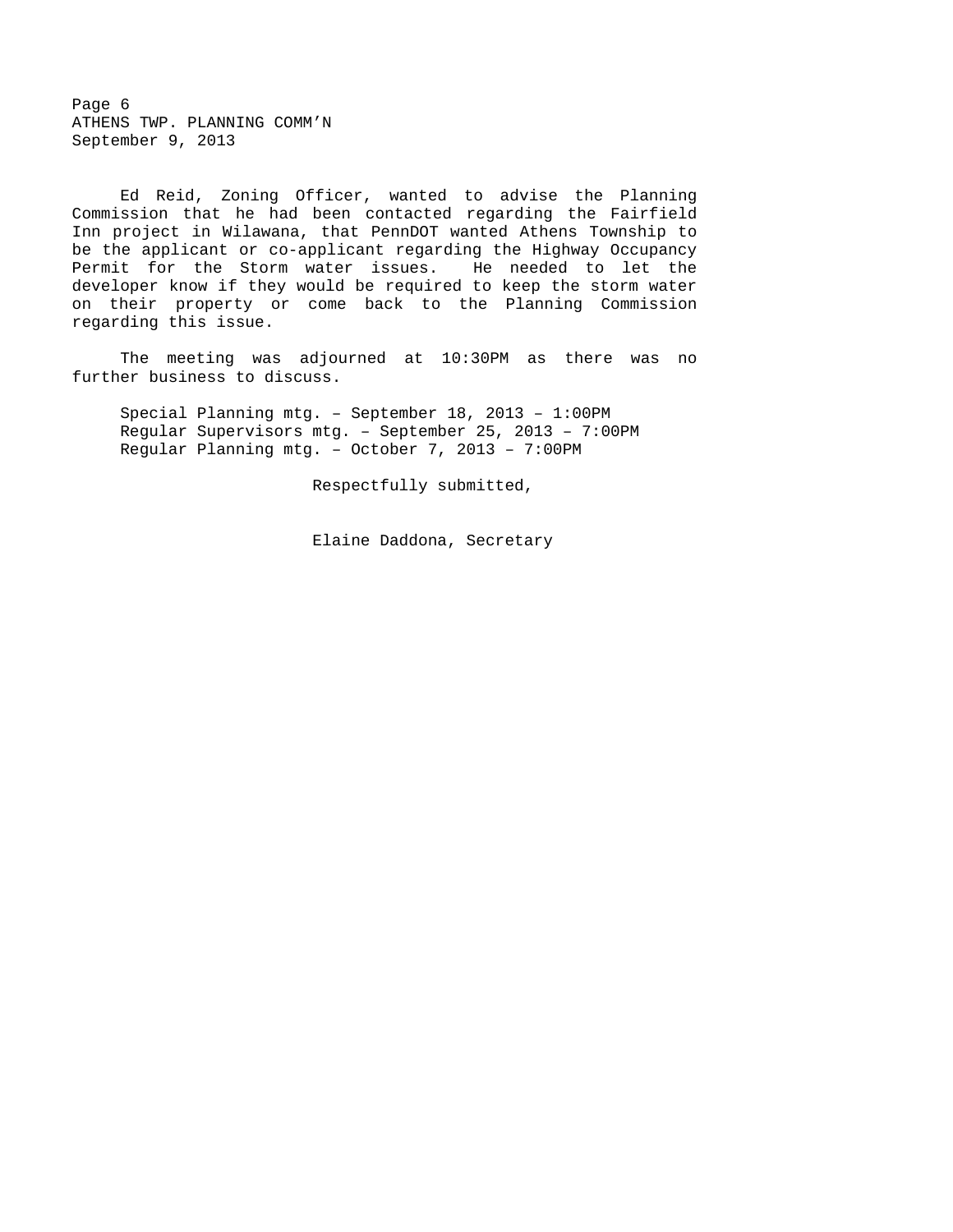Ed Reid, Zoning Officer, wanted to advise the Planning Commission that he had been contacted regarding the Fairfield Inn project in Wilawana, that PennDOT wanted Athens Township to be the applicant or co-applicant regarding the Highway Occupancy Permit for the Storm water issues. He needed to let the developer know if they would be required to keep the storm water on their property or come back to the Planning Commission regarding this issue.

The meeting was adjourned at 10:30PM as there was no further business to discuss.

Special Planning mtg. – September 18, 2013 – 1:00PM
Regular Supervisors mtg. – September 25, 2013 – 7:00PM
Regular Planning mtg. – October 7, 2013 – 7:00PM

Respectfully submitted,

Elaine Daddona, Secretary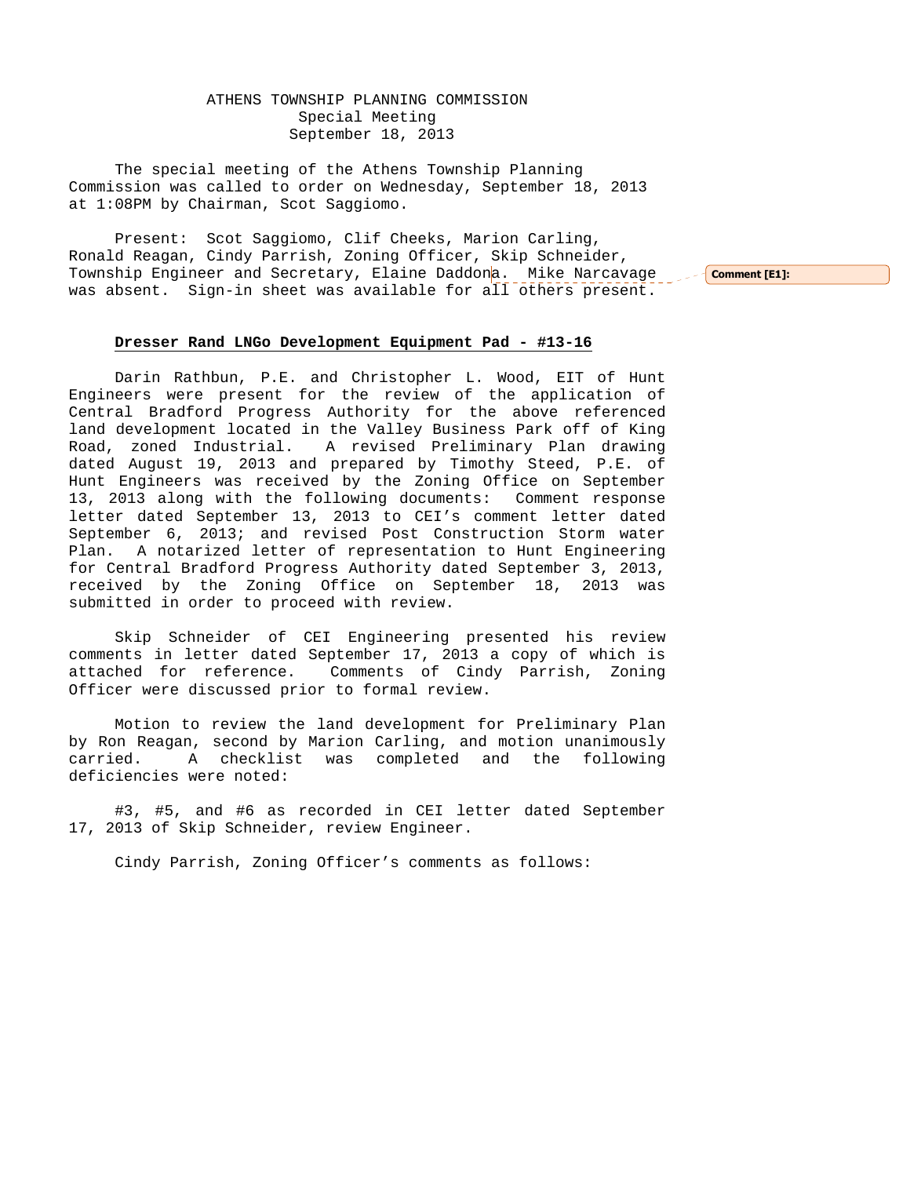ATHENS TOWNSHIP PLANNING COMMISSION
Special Meeting
September 18, 2013

The special meeting of the Athens Township Planning Commission was called to order on Wednesday, September 18, 2013 at 1:08PM by Chairman, Scot Saggiomo.

Present: Scot Saggiomo, Clif Cheeks, Marion Carling, Ronald Reagan, Cindy Parrish, Zoning Officer, Skip Schneider, Township Engineer and Secretary, Elaine Daddona. Mike Narcavage was absent. Sign-in sheet was available for all others present.

Comment [E1]:

**Dresser Rand LNGo Development Equipment Pad - #13-16**

Darin Rathbun, P.E. and Christopher L. Wood, EIT of Hunt Engineers were present for the review of the application of Central Bradford Progress Authority for the above referenced land development located in the Valley Business Park off of King Road, zoned Industrial. A revised Preliminary Plan drawing dated August 19, 2013 and prepared by Timothy Steed, P.E. of Hunt Engineers was received by the Zoning Office on September 13, 2013 along with the following documents: Comment response letter dated September 13, 2013 to CEI's comment letter dated September 6, 2013; and revised Post Construction Storm water Plan. A notarized letter of representation to Hunt Engineering for Central Bradford Progress Authority dated September 3, 2013, received by the Zoning Office on September 18, 2013 was submitted in order to proceed with review.

Skip Schneider of CEI Engineering presented his review comments in letter dated September 17, 2013 a copy of which is attached for reference. Comments of Cindy Parrish, Zoning Officer were discussed prior to formal review.

Motion to review the land development for Preliminary Plan by Ron Reagan, second by Marion Carling, and motion unanimously carried. A checklist was completed and the following deficiencies were noted:

#3, #5, and #6 as recorded in CEI letter dated September 17, 2013 of Skip Schneider, review Engineer.

Cindy Parrish, Zoning Officer's comments as follows: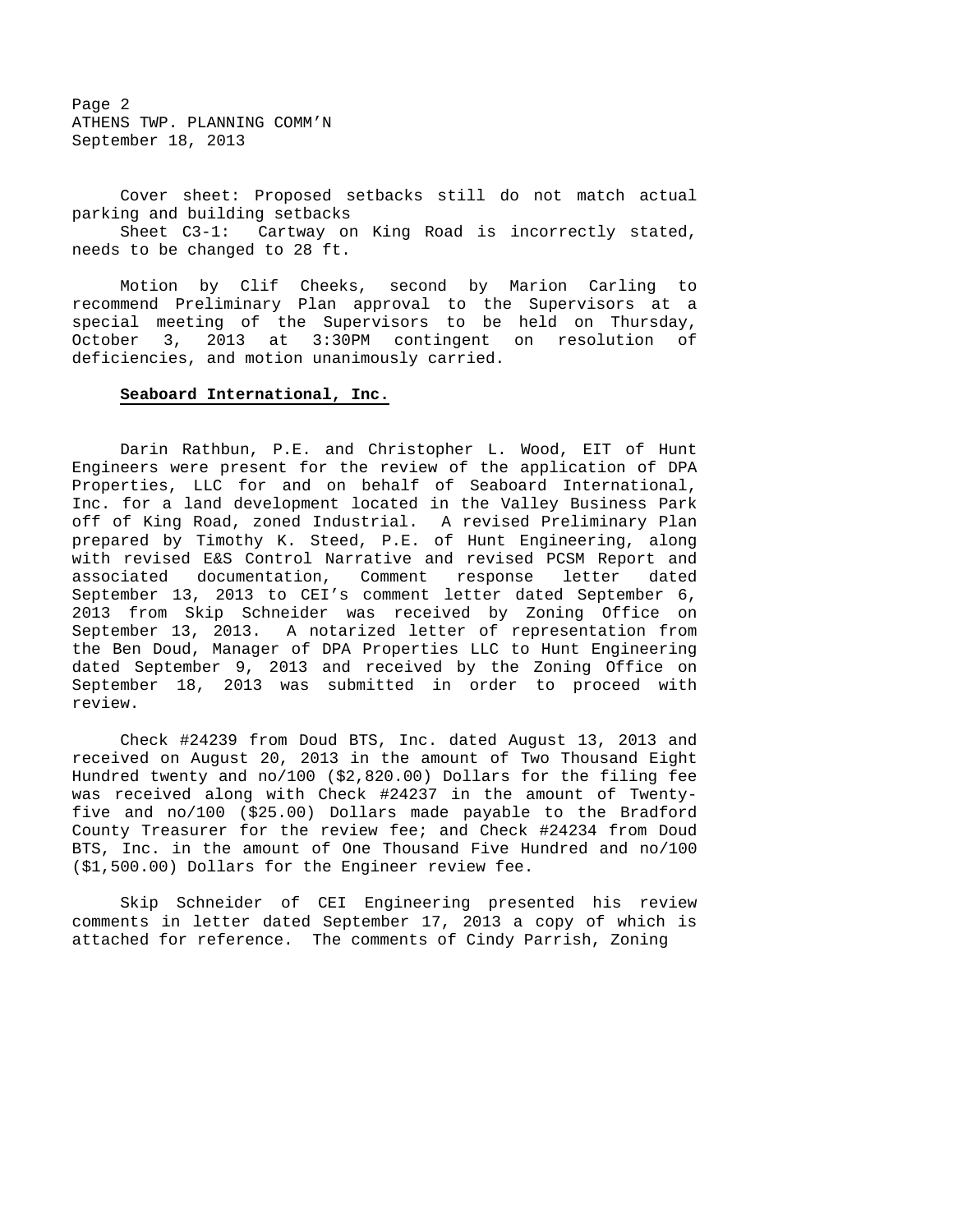Cover sheet: Proposed setbacks still do not match actual parking and building setbacks

Sheet C3-1: Cartway on King Road is incorrectly stated, needs to be changed to 28 ft.

Motion by Clif Cheeks, second by Marion Carling to recommend Preliminary Plan approval to the Supervisors at a special meeting of the Supervisors to be held on Thursday, October 3, 2013 at 3:30PM contingent on resolution of deficiencies, and motion unanimously carried.

**Seaboard International, Inc.**

Darin Rathbun, P.E. and Christopher L. Wood, EIT of Hunt Engineers were present for the review of the application of DPA Properties, LLC for and on behalf of Seaboard International, Inc. for a land development located in the Valley Business Park off of King Road, zoned Industrial. A revised Preliminary Plan prepared by Timothy K. Steed, P.E. of Hunt Engineering, along with revised E&S Control Narrative and revised PCSM Report and associated documentation, Comment response letter dated September 13, 2013 to CEI's comment letter dated September 6, 2013 from Skip Schneider was received by Zoning Office on September 13, 2013. A notarized letter of representation from the Ben Doud, Manager of DPA Properties LLC to Hunt Engineering dated September 9, 2013 and received by the Zoning Office on September 18, 2013 was submitted in order to proceed with review.

Check #24239 from Doud BTS, Inc. dated August 13, 2013 and received on August 20, 2013 in the amount of Two Thousand Eight Hundred twenty and no/100 ($2,820.00) Dollars for the filing fee was received along with Check #24237 in the amount of Twenty-five and no/100 ($25.00) Dollars made payable to the Bradford County Treasurer for the review fee; and Check #24234 from Doud BTS, Inc. in the amount of One Thousand Five Hundred and no/100 ($1,500.00) Dollars for the Engineer review fee.

Skip Schneider of CEI Engineering presented his review comments in letter dated September 17, 2013 a copy of which is attached for reference. The comments of Cindy Parrish, Zoning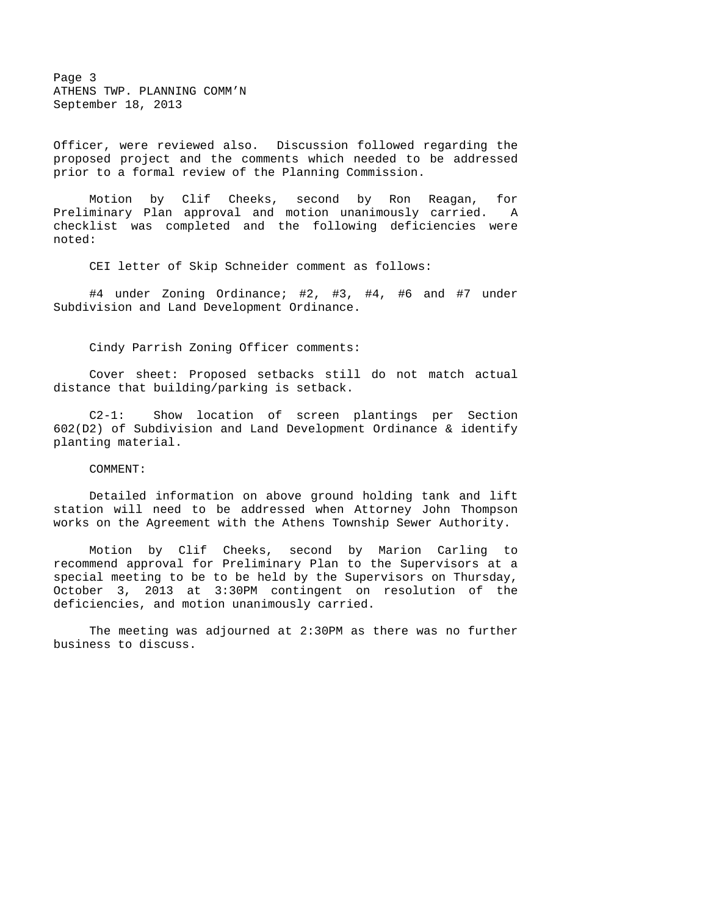Officer, were reviewed also. Discussion followed regarding the proposed project and the comments which needed to be addressed prior to a formal review of the Planning Commission.

Motion by Clif Cheeks, second by Ron Reagan, for Preliminary Plan approval and motion unanimously carried. A checklist was completed and the following deficiencies were noted:

CEI letter of Skip Schneider comment as follows:

#4 under Zoning Ordinance; #2, #3, #4, #6 and #7 under Subdivision and Land Development Ordinance.

Cindy Parrish Zoning Officer comments:

Cover sheet: Proposed setbacks still do not match actual distance that building/parking is setback.

C2-1: Show location of screen plantings per Section 602(D2) of Subdivision and Land Development Ordinance & identify planting material.

COMMENT:

Detailed information on above ground holding tank and lift station will need to be addressed when Attorney John Thompson works on the Agreement with the Athens Township Sewer Authority.

Motion by Clif Cheeks, second by Marion Carling to recommend approval for Preliminary Plan to the Supervisors at a special meeting to be to be held by the Supervisors on Thursday, October 3, 2013 at 3:30PM contingent on resolution of the deficiencies, and motion unanimously carried.

The meeting was adjourned at 2:30PM as there was no further business to discuss.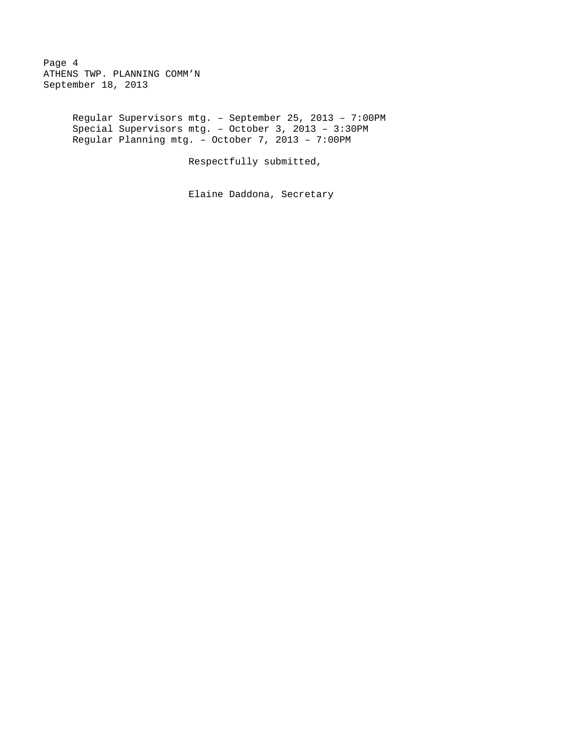Regular Supervisors mtg. – September 25, 2013 – 7:00PM
Special Supervisors mtg. – October 3, 2013 – 3:30PM
Regular Planning mtg. – October 7, 2013 – 7:00PM

Respectfully submitted,

Elaine Daddona, Secretary